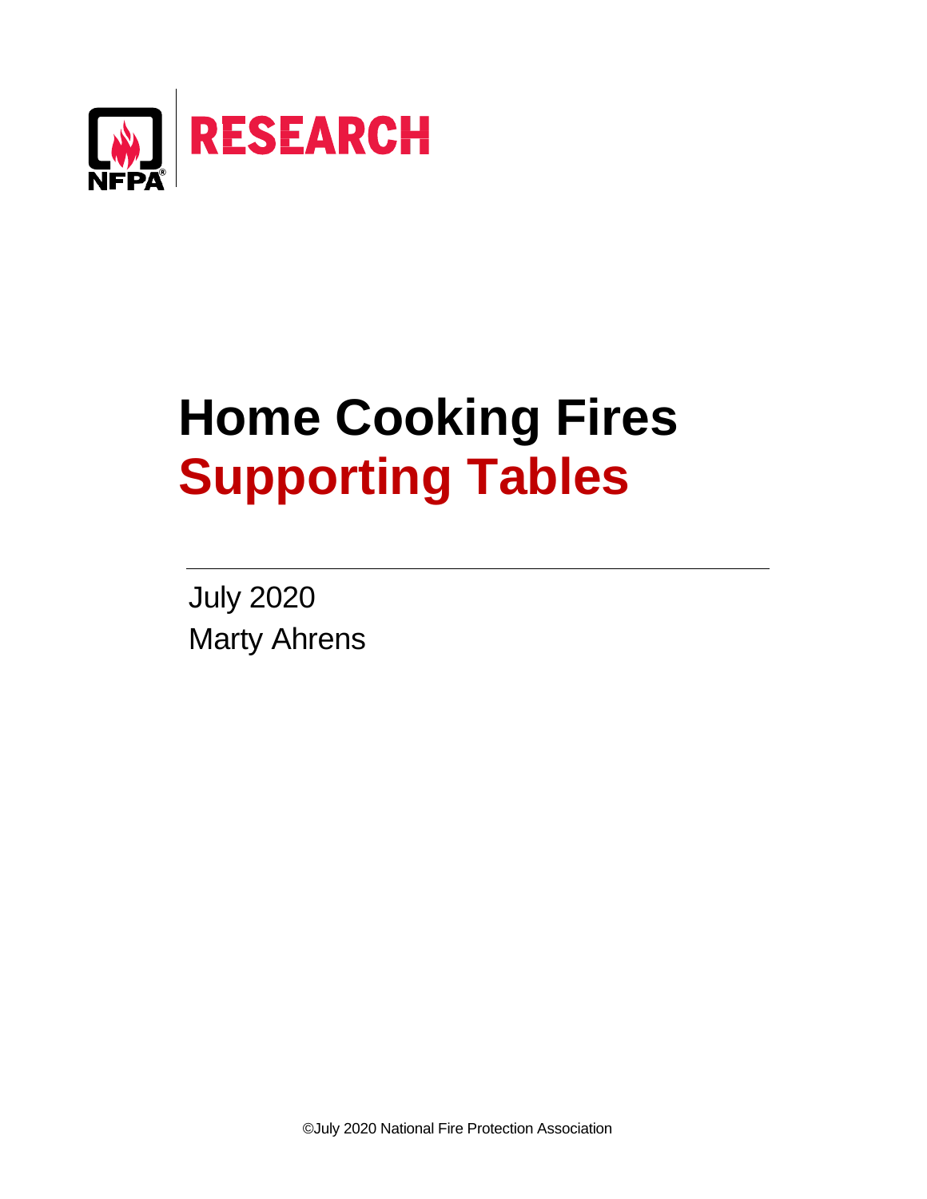NFPA RESEARCH

# Home Cooking Fires
# Supporting Tables

July 2020
Marty Ahrens

©July 2020 National Fire Protection Association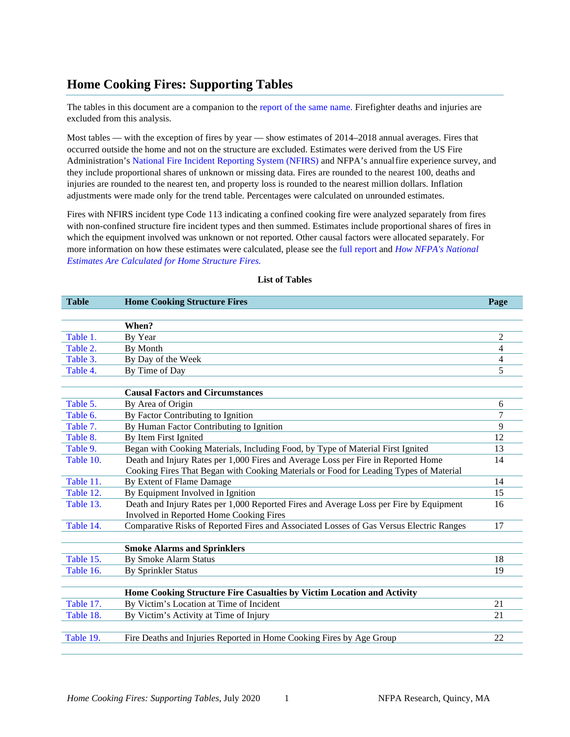# Home Cooking Fires: Supporting Tables

The tables in this document are a companion to the report of the same name. Firefighter deaths and injuries are excluded from this analysis.

Most tables — with the exception of fires by year — show estimates of 2014–2018 annual averages. Fires that occurred outside the home and not on the structure are excluded. Estimates were derived from the US Fire Administration's National Fire Incident Reporting System (NFIRS) and NFPA's annual fire experience survey, and they include proportional shares of unknown or missing data. Fires are rounded to the nearest 100, deaths and injuries are rounded to the nearest ten, and property loss is rounded to the nearest million dollars. Inflation adjustments were made only for the trend table. Percentages were calculated on unrounded estimates.

Fires with NFIRS incident type Code 113 indicating a confined cooking fire were analyzed separately from fires with non-confined structure fire incident types and then summed. Estimates include proportional shares of fires in which the equipment involved was unknown or not reported. Other causal factors were allocated separately. For more information on how these estimates were calculated, please see the full report and *How NFPA's National Estimates Are Calculated for Home Structure Fires.*

**List of Tables**

| Table | Home Cooking Structure Fires | Page |
|---|---|---|
| | **When?** | |
| Table 1. | By Year | 2 |
| Table 2. | By Month | 4 |
| Table 3. | By Day of the Week | 4 |
| Table 4. | By Time of Day | 5 |
| | **Causal Factors and Circumstances** | |
| Table 5. | By Area of Origin | 6 |
| Table 6. | By Factor Contributing to Ignition | 7 |
| Table 7. | By Human Factor Contributing to Ignition | 9 |
| Table 8. | By Item First Ignited | 12 |
| Table 9. | Began with Cooking Materials, Including Food, by Type of Material First Ignited | 13 |
| Table 10. | Death and Injury Rates per 1,000 Fires and Average Loss per Fire in Reported Home Cooking Fires That Began with Cooking Materials or Food for Leading Types of Material | 14 |
| Table 11. | By Extent of Flame Damage | 14 |
| Table 12. | By Equipment Involved in Ignition | 15 |
| Table 13. | Death and Injury Rates per 1,000 Reported Fires and Average Loss per Fire by Equipment Involved in Reported Home Cooking Fires | 16 |
| Table 14. | Comparative Risks of Reported Fires and Associated Losses of Gas Versus Electric Ranges | 17 |
| | **Smoke Alarms and Sprinklers** | |
| Table 15. | By Smoke Alarm Status | 18 |
| Table 16. | By Sprinkler Status | 19 |
| | **Home Cooking Structure Fire Casualties by Victim Location and Activity** | |
| Table 17. | By Victim's Location at Time of Incident | 21 |
| Table 18. | By Victim's Activity at Time of Injury | 21 |
| Table 19. | Fire Deaths and Injuries Reported in Home Cooking Fires by Age Group | 22 |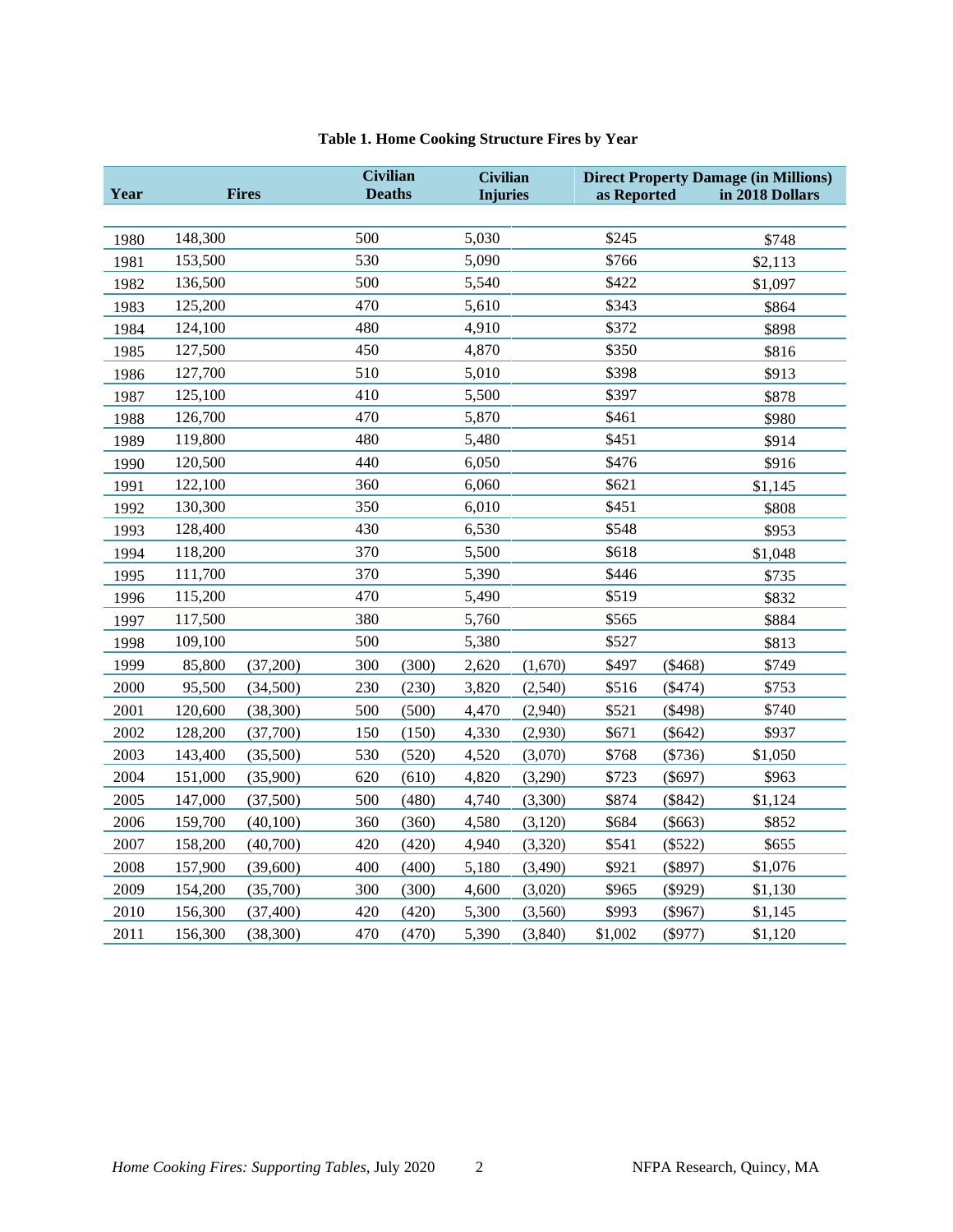**Table 1. Home Cooking Structure Fires by Year**

| Year | Fires | | Civilian Deaths | | Civilian Injuries | | Direct Property Damage (in Millions) as Reported | | in 2018 Dollars |
|---|---|---|---|---|---|---|---|---|---|
| 1980 | 148,300 | | 500 | | 5,030 | | $245 | | $748 |
| 1981 | 153,500 | | 530 | | 5,090 | | $766 | | $2,113 |
| 1982 | 136,500 | | 500 | | 5,540 | | $422 | | $1,097 |
| 1983 | 125,200 | | 470 | | 5,610 | | $343 | | $864 |
| 1984 | 124,100 | | 480 | | 4,910 | | $372 | | $898 |
| 1985 | 127,500 | | 450 | | 4,870 | | $350 | | $816 |
| 1986 | 127,700 | | 510 | | 5,010 | | $398 | | $913 |
| 1987 | 125,100 | | 410 | | 5,500 | | $397 | | $878 |
| 1988 | 126,700 | | 470 | | 5,870 | | $461 | | $980 |
| 1989 | 119,800 | | 480 | | 5,480 | | $451 | | $914 |
| 1990 | 120,500 | | 440 | | 6,050 | | $476 | | $916 |
| 1991 | 122,100 | | 360 | | 6,060 | | $621 | | $1,145 |
| 1992 | 130,300 | | 350 | | 6,010 | | $451 | | $808 |
| 1993 | 128,400 | | 430 | | 6,530 | | $548 | | $953 |
| 1994 | 118,200 | | 370 | | 5,500 | | $618 | | $1,048 |
| 1995 | 111,700 | | 370 | | 5,390 | | $446 | | $735 |
| 1996 | 115,200 | | 470 | | 5,490 | | $519 | | $832 |
| 1997 | 117,500 | | 380 | | 5,760 | | $565 | | $884 |
| 1998 | 109,100 | | 500 | | 5,380 | | $527 | | $813 |
| 1999 | 85,800 | (37,200) | 300 | (300) | 2,620 | (1,670) | $497 | ($468) | $749 |
| 2000 | 95,500 | (34,500) | 230 | (230) | 3,820 | (2,540) | $516 | ($474) | $753 |
| 2001 | 120,600 | (38,300) | 500 | (500) | 4,470 | (2,940) | $521 | ($498) | $740 |
| 2002 | 128,200 | (37,700) | 150 | (150) | 4,330 | (2,930) | $671 | ($642) | $937 |
| 2003 | 143,400 | (35,500) | 530 | (520) | 4,520 | (3,070) | $768 | ($736) | $1,050 |
| 2004 | 151,000 | (35,900) | 620 | (610) | 4,820 | (3,290) | $723 | ($697) | $963 |
| 2005 | 147,000 | (37,500) | 500 | (480) | 4,740 | (3,300) | $874 | ($842) | $1,124 |
| 2006 | 159,700 | (40,100) | 360 | (360) | 4,580 | (3,120) | $684 | ($663) | $852 |
| 2007 | 158,200 | (40,700) | 420 | (420) | 4,940 | (3,320) | $541 | ($522) | $655 |
| 2008 | 157,900 | (39,600) | 400 | (400) | 5,180 | (3,490) | $921 | ($897) | $1,076 |
| 2009 | 154,200 | (35,700) | 300 | (300) | 4,600 | (3,020) | $965 | ($929) | $1,130 |
| 2010 | 156,300 | (37,400) | 420 | (420) | 5,300 | (3,560) | $993 | ($967) | $1,145 |
| 2011 | 156,300 | (38,300) | 470 | (470) | 5,390 | (3,840) | $1,002 | ($977) | $1,120 |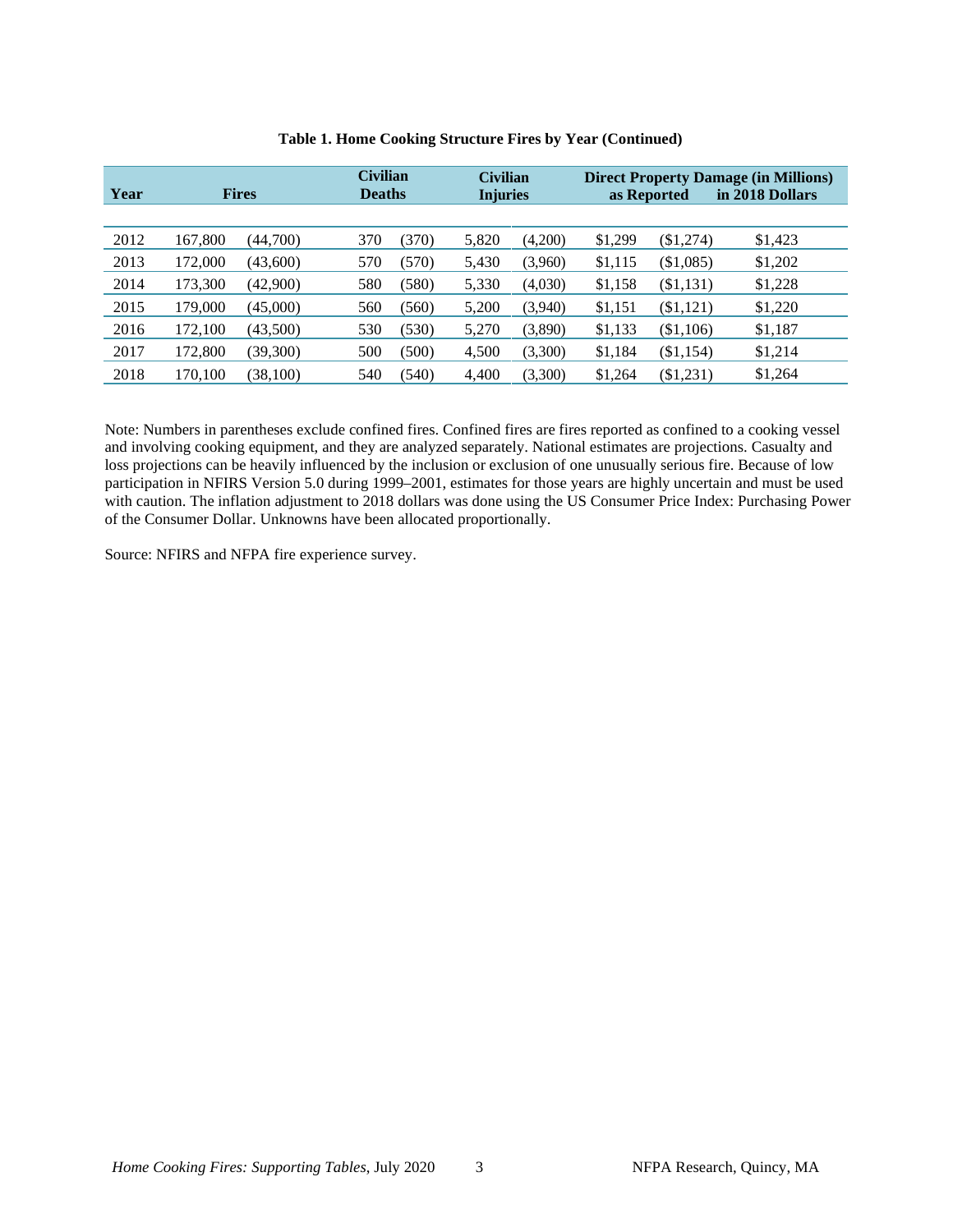**Table 1. Home Cooking Structure Fires by Year (Continued)**

| Year | Fires | | Civilian Deaths | | Civilian Injuries | | Direct Property Damage (in Millions) as Reported | | in 2018 Dollars |
|---|---|---|---|---|---|---|---|---|---|
| 2012 | 167,800 | (44,700) | 370 | (370) | 5,820 | (4,200) | $1,299 | ($1,274) | $1,423 |
| 2013 | 172,000 | (43,600) | 570 | (570) | 5,430 | (3,960) | $1,115 | ($1,085) | $1,202 |
| 2014 | 173,300 | (42,900) | 580 | (580) | 5,330 | (4,030) | $1,158 | ($1,131) | $1,228 |
| 2015 | 179,000 | (45,000) | 560 | (560) | 5,200 | (3,940) | $1,151 | ($1,121) | $1,220 |
| 2016 | 172,100 | (43,500) | 530 | (530) | 5,270 | (3,890) | $1,133 | ($1,106) | $1,187 |
| 2017 | 172,800 | (39,300) | 500 | (500) | 4,500 | (3,300) | $1,184 | ($1,154) | $1,214 |
| 2018 | 170,100 | (38,100) | 540 | (540) | 4,400 | (3,300) | $1,264 | ($1,231) | $1,264 |

Note: Numbers in parentheses exclude confined fires. Confined fires are fires reported as confined to a cooking vessel and involving cooking equipment, and they are analyzed separately. National estimates are projections. Casualty and loss projections can be heavily influenced by the inclusion or exclusion of one unusually serious fire. Because of low participation in NFIRS Version 5.0 during 1999–2001, estimates for those years are highly uncertain and must be used with caution. The inflation adjustment to 2018 dollars was done using the US Consumer Price Index: Purchasing Power of the Consumer Dollar. Unknowns have been allocated proportionally.

Source: NFIRS and NFPA fire experience survey.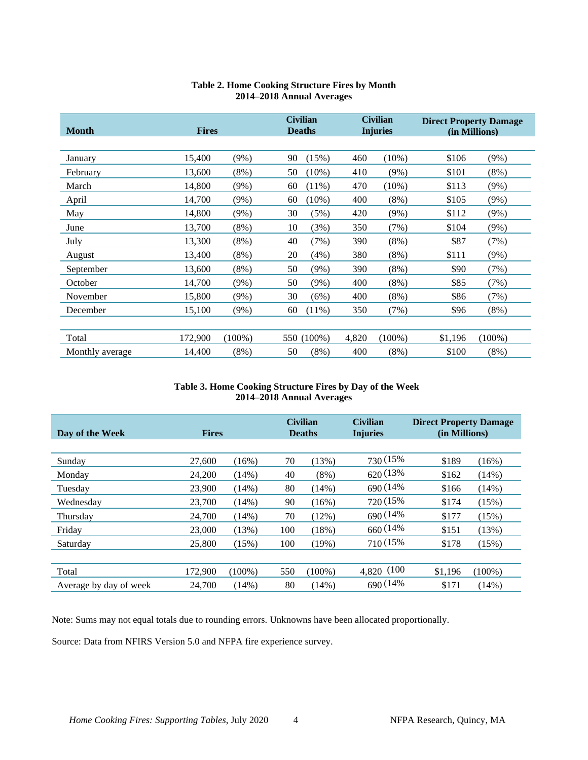**Table 2. Home Cooking Structure Fires by Month**
**2014–2018 Annual Averages**

| Month | Fires | | Civilian Deaths | | Civilian Injuries | | Direct Property Damage (in Millions) | |
|---|---|---|---|---|---|---|---|---|
| January | 15,400 | (9%) | 90 | (15%) | 460 | (10%) | $106 | (9%) |
| February | 13,600 | (8%) | 50 | (10%) | 410 | (9%) | $101 | (8%) |
| March | 14,800 | (9%) | 60 | (11%) | 470 | (10%) | $113 | (9%) |
| April | 14,700 | (9%) | 60 | (10%) | 400 | (8%) | $105 | (9%) |
| May | 14,800 | (9%) | 30 | (5%) | 420 | (9%) | $112 | (9%) |
| June | 13,700 | (8%) | 10 | (3%) | 350 | (7%) | $104 | (9%) |
| July | 13,300 | (8%) | 40 | (7%) | 390 | (8%) | $87 | (7%) |
| August | 13,400 | (8%) | 20 | (4%) | 380 | (8%) | $111 | (9%) |
| September | 13,600 | (8%) | 50 | (9%) | 390 | (8%) | $90 | (7%) |
| October | 14,700 | (9%) | 50 | (9%) | 400 | (8%) | $85 | (7%) |
| November | 15,800 | (9%) | 30 | (6%) | 400 | (8%) | $86 | (7%) |
| December | 15,100 | (9%) | 60 | (11%) | 350 | (7%) | $96 | (8%) |
| Total | 172,900 | (100%) | 550 | (100%) | 4,820 | (100%) | $1,196 | (100%) |
| Monthly average | 14,400 | (8%) | 50 | (8%) | 400 | (8%) | $100 | (8%) |

**Table 3. Home Cooking Structure Fires by Day of the Week**
**2014–2018 Annual Averages**

| Day of the Week | Fires | | Civilian Deaths | | Civilian Injuries | | Direct Property Damage (in Millions) | |
|---|---|---|---|---|---|---|---|---|
| Sunday | 27,600 | (16%) | 70 | (13%) | 730 | (15% | $189 | (16%) |
| Monday | 24,200 | (14%) | 40 | (8%) | 620 | (13% | $162 | (14%) |
| Tuesday | 23,900 | (14%) | 80 | (14%) | 690 | (14% | $166 | (14%) |
| Wednesday | 23,700 | (14%) | 90 | (16%) | 720 | (15% | $174 | (15%) |
| Thursday | 24,700 | (14%) | 70 | (12%) | 690 | (14% | $177 | (15%) |
| Friday | 23,000 | (13%) | 100 | (18%) | 660 | (14% | $151 | (13%) |
| Saturday | 25,800 | (15%) | 100 | (19%) | 710 | (15% | $178 | (15%) |
| Total | 172,900 | (100%) | 550 | (100%) | 4,820 | (100 | $1,196 | (100%) |
| Average by day of week | 24,700 | (14%) | 80 | (14%) | 690 | (14% | $171 | (14%) |

Note: Sums may not equal totals due to rounding errors. Unknowns have been allocated proportionally.

Source: Data from NFIRS Version 5.0 and NFPA fire experience survey.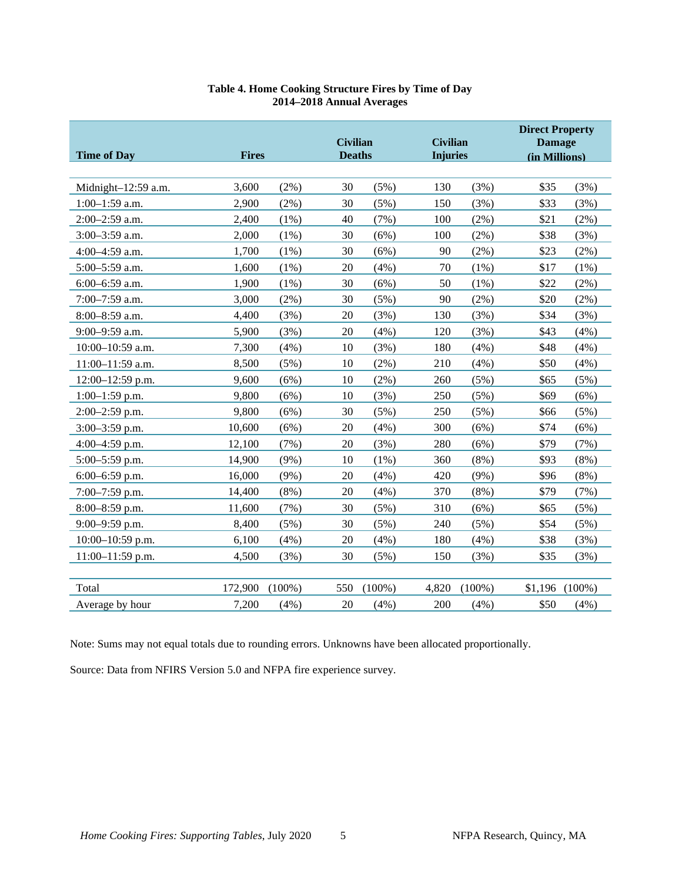**Table 4. Home Cooking Structure Fires by Time of Day**
**2014–2018 Annual Averages**

| Time of Day | Fires | | Civilian Deaths | | Civilian Injuries | | Direct Property Damage (in Millions) | |
|---|---|---|---|---|---|---|---|---|
| Midnight–12:59 a.m. | 3,600 | (2%) | 30 | (5%) | 130 | (3%) | $35 | (3%) |
| 1:00–1:59 a.m. | 2,900 | (2%) | 30 | (5%) | 150 | (3%) | $33 | (3%) |
| 2:00–2:59 a.m. | 2,400 | (1%) | 40 | (7%) | 100 | (2%) | $21 | (2%) |
| 3:00–3:59 a.m. | 2,000 | (1%) | 30 | (6%) | 100 | (2%) | $38 | (3%) |
| 4:00–4:59 a.m. | 1,700 | (1%) | 30 | (6%) | 90 | (2%) | $23 | (2%) |
| 5:00–5:59 a.m. | 1,600 | (1%) | 20 | (4%) | 70 | (1%) | $17 | (1%) |
| 6:00–6:59 a.m. | 1,900 | (1%) | 30 | (6%) | 50 | (1%) | $22 | (2%) |
| 7:00–7:59 a.m. | 3,000 | (2%) | 30 | (5%) | 90 | (2%) | $20 | (2%) |
| 8:00–8:59 a.m. | 4,400 | (3%) | 20 | (3%) | 130 | (3%) | $34 | (3%) |
| 9:00–9:59 a.m. | 5,900 | (3%) | 20 | (4%) | 120 | (3%) | $43 | (4%) |
| 10:00–10:59 a.m. | 7,300 | (4%) | 10 | (3%) | 180 | (4%) | $48 | (4%) |
| 11:00–11:59 a.m. | 8,500 | (5%) | 10 | (2%) | 210 | (4%) | $50 | (4%) |
| 12:00–12:59 p.m. | 9,600 | (6%) | 10 | (2%) | 260 | (5%) | $65 | (5%) |
| 1:00–1:59 p.m. | 9,800 | (6%) | 10 | (3%) | 250 | (5%) | $69 | (6%) |
| 2:00–2:59 p.m. | 9,800 | (6%) | 30 | (5%) | 250 | (5%) | $66 | (5%) |
| 3:00–3:59 p.m. | 10,600 | (6%) | 20 | (4%) | 300 | (6%) | $74 | (6%) |
| 4:00–4:59 p.m. | 12,100 | (7%) | 20 | (3%) | 280 | (6%) | $79 | (7%) |
| 5:00–5:59 p.m. | 14,900 | (9%) | 10 | (1%) | 360 | (8%) | $93 | (8%) |
| 6:00–6:59 p.m. | 16,000 | (9%) | 20 | (4%) | 420 | (9%) | $96 | (8%) |
| 7:00–7:59 p.m. | 14,400 | (8%) | 20 | (4%) | 370 | (8%) | $79 | (7%) |
| 8:00–8:59 p.m. | 11,600 | (7%) | 30 | (5%) | 310 | (6%) | $65 | (5%) |
| 9:00–9:59 p.m. | 8,400 | (5%) | 30 | (5%) | 240 | (5%) | $54 | (5%) |
| 10:00–10:59 p.m. | 6,100 | (4%) | 20 | (4%) | 180 | (4%) | $38 | (3%) |
| 11:00–11:59 p.m. | 4,500 | (3%) | 30 | (5%) | 150 | (3%) | $35 | (3%) |
| Total | 172,900 | (100%) | 550 | (100%) | 4,820 | (100%) | $1,196 | (100%) |
| Average by hour | 7,200 | (4%) | 20 | (4%) | 200 | (4%) | $50 | (4%) |

Note: Sums may not equal totals due to rounding errors. Unknowns have been allocated proportionally.

Source: Data from NFIRS Version 5.0 and NFPA fire experience survey.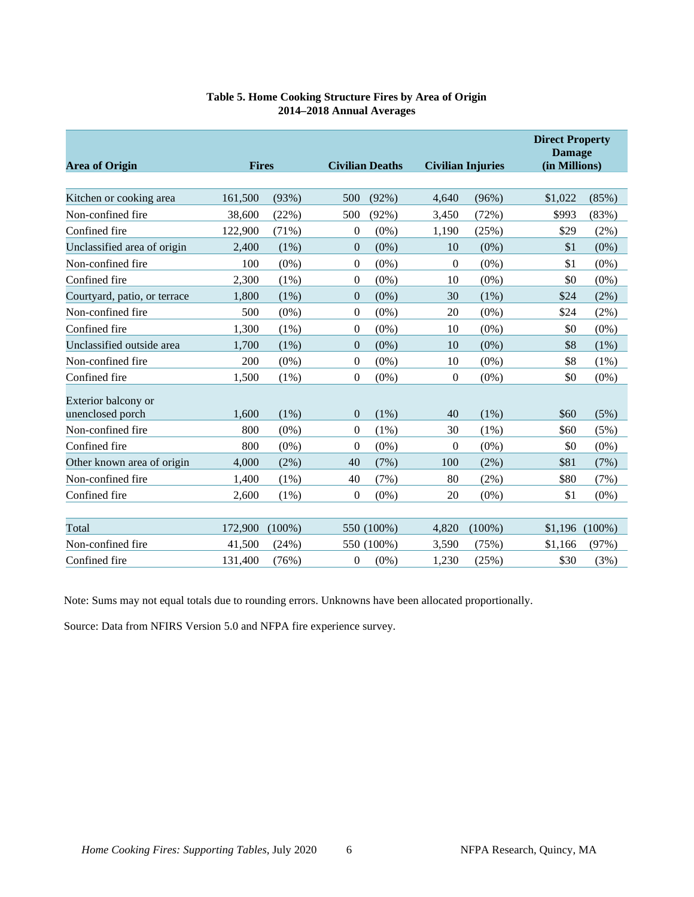**Table 5. Home Cooking Structure Fires by Area of Origin**
**2014–2018 Annual Averages**

| Area of Origin | Fires | | Civilian Deaths | | Civilian Injuries | | Direct Property Damage (in Millions) | |
|---|---|---|---|---|---|---|---|---|
| Kitchen or cooking area | 161,500 | (93%) | 500 | (92%) | 4,640 | (96%) | $1,022 | (85%) |
| Non-confined fire | 38,600 | (22%) | 500 | (92%) | 3,450 | (72%) | $993 | (83%) |
| Confined fire | 122,900 | (71%) | 0 | (0%) | 1,190 | (25%) | $29 | (2%) |
| Unclassified area of origin | 2,400 | (1%) | 0 | (0%) | 10 | (0%) | $1 | (0%) |
| Non-confined fire | 100 | (0%) | 0 | (0%) | 0 | (0%) | $1 | (0%) |
| Confined fire | 2,300 | (1%) | 0 | (0%) | 10 | (0%) | $0 | (0%) |
| Courtyard, patio, or terrace | 1,800 | (1%) | 0 | (0%) | 30 | (1%) | $24 | (2%) |
| Non-confined fire | 500 | (0%) | 0 | (0%) | 20 | (0%) | $24 | (2%) |
| Confined fire | 1,300 | (1%) | 0 | (0%) | 10 | (0%) | $0 | (0%) |
| Unclassified outside area | 1,700 | (1%) | 0 | (0%) | 10 | (0%) | $8 | (1%) |
| Non-confined fire | 200 | (0%) | 0 | (0%) | 10 | (0%) | $8 | (1%) |
| Confined fire | 1,500 | (1%) | 0 | (0%) | 0 | (0%) | $0 | (0%) |
| Exterior balcony or unenclosed porch | 1,600 | (1%) | 0 | (1%) | 40 | (1%) | $60 | (5%) |
| Non-confined fire | 800 | (0%) | 0 | (1%) | 30 | (1%) | $60 | (5%) |
| Confined fire | 800 | (0%) | 0 | (0%) | 0 | (0%) | $0 | (0%) |
| Other known area of origin | 4,000 | (2%) | 40 | (7%) | 100 | (2%) | $81 | (7%) |
| Non-confined fire | 1,400 | (1%) | 40 | (7%) | 80 | (2%) | $80 | (7%) |
| Confined fire | 2,600 | (1%) | 0 | (0%) | 20 | (0%) | $1 | (0%) |
| Total | 172,900 | (100%) | 550 | (100%) | 4,820 | (100%) | $1,196 | (100%) |
| Non-confined fire | 41,500 | (24%) | 550 | (100%) | 3,590 | (75%) | $1,166 | (97%) |
| Confined fire | 131,400 | (76%) | 0 | (0%) | 1,230 | (25%) | $30 | (3%) |

Note: Sums may not equal totals due to rounding errors. Unknowns have been allocated proportionally.

Source: Data from NFIRS Version 5.0 and NFPA fire experience survey.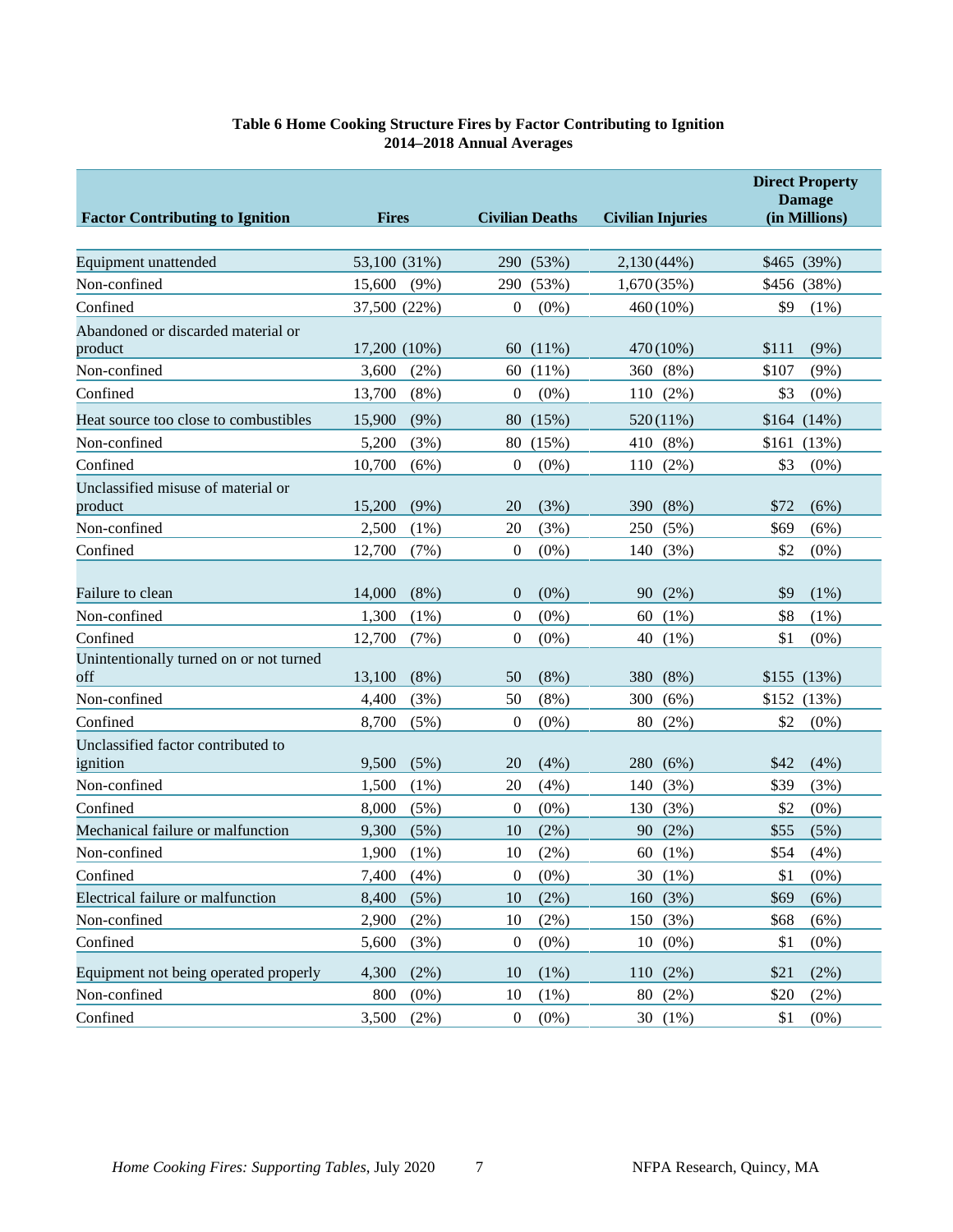**Table 6 Home Cooking Structure Fires by Factor Contributing to Ignition**
**2014–2018 Annual Averages**

| Factor Contributing to Ignition | Fires | Civilian Deaths | Civilian Injuries | Direct Property Damage (in Millions) |
|---|---|---|---|---|
| Equipment unattended | 53,100 (31%) | 290 (53%) | 2,130 (44%) | $465 (39%) |
| Non-confined | 15,600 (9%) | 290 (53%) | 1,670 (35%) | $456 (38%) |
| Confined | 37,500 (22%) | 0 (0%) | 460 (10%) | $9 (1%) |
| Abandoned or discarded material or product | 17,200 (10%) | 60 (11%) | 470 (10%) | $111 (9%) |
| Non-confined | 3,600 (2%) | 60 (11%) | 360 (8%) | $107 (9%) |
| Confined | 13,700 (8%) | 0 (0%) | 110 (2%) | $3 (0%) |
| Heat source too close to combustibles | 15,900 (9%) | 80 (15%) | 520 (11%) | $164 (14%) |
| Non-confined | 5,200 (3%) | 80 (15%) | 410 (8%) | $161 (13%) |
| Confined | 10,700 (6%) | 0 (0%) | 110 (2%) | $3 (0%) |
| Unclassified misuse of material or product | 15,200 (9%) | 20 (3%) | 390 (8%) | $72 (6%) |
| Non-confined | 2,500 (1%) | 20 (3%) | 250 (5%) | $69 (6%) |
| Confined | 12,700 (7%) | 0 (0%) | 140 (3%) | $2 (0%) |
| Failure to clean | 14,000 (8%) | 0 (0%) | 90 (2%) | $9 (1%) |
| Non-confined | 1,300 (1%) | 0 (0%) | 60 (1%) | $8 (1%) |
| Confined | 12,700 (7%) | 0 (0%) | 40 (1%) | $1 (0%) |
| Unintentionally turned on or not turned off | 13,100 (8%) | 50 (8%) | 380 (8%) | $155 (13%) |
| Non-confined | 4,400 (3%) | 50 (8%) | 300 (6%) | $152 (13%) |
| Confined | 8,700 (5%) | 0 (0%) | 80 (2%) | $2 (0%) |
| Unclassified factor contributed to ignition | 9,500 (5%) | 20 (4%) | 280 (6%) | $42 (4%) |
| Non-confined | 1,500 (1%) | 20 (4%) | 140 (3%) | $39 (3%) |
| Confined | 8,000 (5%) | 0 (0%) | 130 (3%) | $2 (0%) |
| Mechanical failure or malfunction | 9,300 (5%) | 10 (2%) | 90 (2%) | $55 (5%) |
| Non-confined | 1,900 (1%) | 10 (2%) | 60 (1%) | $54 (4%) |
| Confined | 7,400 (4%) | 0 (0%) | 30 (1%) | $1 (0%) |
| Electrical failure or malfunction | 8,400 (5%) | 10 (2%) | 160 (3%) | $69 (6%) |
| Non-confined | 2,900 (2%) | 10 (2%) | 150 (3%) | $68 (6%) |
| Confined | 5,600 (3%) | 0 (0%) | 10 (0%) | $1 (0%) |
| Equipment not being operated properly | 4,300 (2%) | 10 (1%) | 110 (2%) | $21 (2%) |
| Non-confined | 800 (0%) | 10 (1%) | 80 (2%) | $20 (2%) |
| Confined | 3,500 (2%) | 0 (0%) | 30 (1%) | $1 (0%) |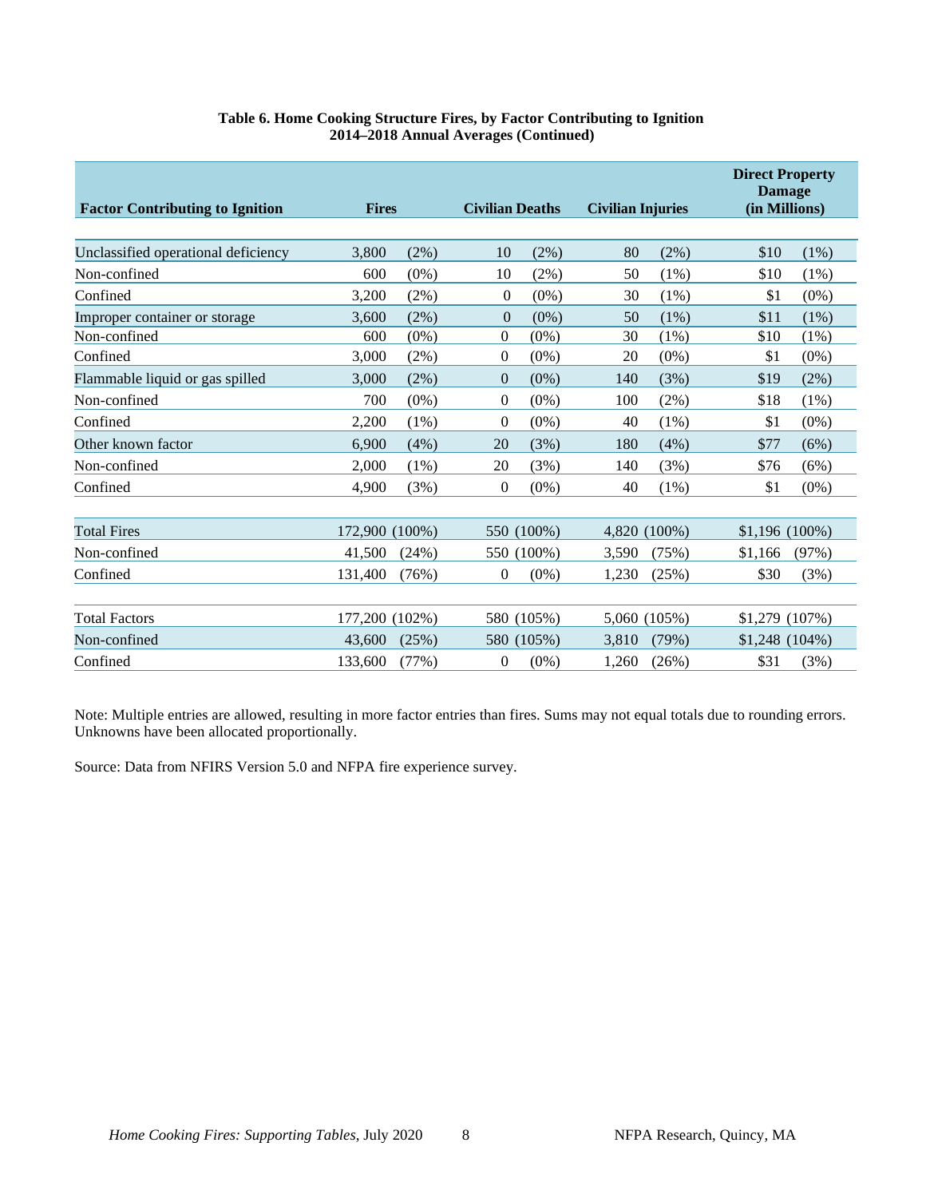**Table 6. Home Cooking Structure Fires, by Factor Contributing to Ignition**
**2014–2018 Annual Averages (Continued)**

| Factor Contributing to Ignition | Fires | | Civilian Deaths | | Civilian Injuries | | Direct Property Damage (in Millions) | |
|---|---|---|---|---|---|---|---|---|
| Unclassified operational deficiency | 3,800 | (2%) | 10 | (2%) | 80 | (2%) | $10 | (1%) |
| Non-confined | 600 | (0%) | 10 | (2%) | 50 | (1%) | $10 | (1%) |
| Confined | 3,200 | (2%) | 0 | (0%) | 30 | (1%) | $1 | (0%) |
| Improper container or storage | 3,600 | (2%) | 0 | (0%) | 50 | (1%) | $11 | (1%) |
| Non-confined | 600 | (0%) | 0 | (0%) | 30 | (1%) | $10 | (1%) |
| Confined | 3,000 | (2%) | 0 | (0%) | 20 | (0%) | $1 | (0%) |
| Flammable liquid or gas spilled | 3,000 | (2%) | 0 | (0%) | 140 | (3%) | $19 | (2%) |
| Non-confined | 700 | (0%) | 0 | (0%) | 100 | (2%) | $18 | (1%) |
| Confined | 2,200 | (1%) | 0 | (0%) | 40 | (1%) | $1 | (0%) |
| Other known factor | 6,900 | (4%) | 20 | (3%) | 180 | (4%) | $77 | (6%) |
| Non-confined | 2,000 | (1%) | 20 | (3%) | 140 | (3%) | $76 | (6%) |
| Confined | 4,900 | (3%) | 0 | (0%) | 40 | (1%) | $1 | (0%) |
| Total Fires | 172,900 | (100%) | 550 | (100%) | 4,820 | (100%) | $1,196 | (100%) |
| Non-confined | 41,500 | (24%) | 550 | (100%) | 3,590 | (75%) | $1,166 | (97%) |
| Confined | 131,400 | (76%) | 0 | (0%) | 1,230 | (25%) | $30 | (3%) |
| Total Factors | 177,200 | (102%) | 580 | (105%) | 5,060 | (105%) | $1,279 | (107%) |
| Non-confined | 43,600 | (25%) | 580 | (105%) | 3,810 | (79%) | $1,248 | (104%) |
| Confined | 133,600 | (77%) | 0 | (0%) | 1,260 | (26%) | $31 | (3%) |

Note: Multiple entries are allowed, resulting in more factor entries than fires. Sums may not equal totals due to rounding errors. Unknowns have been allocated proportionally.

Source: Data from NFIRS Version 5.0 and NFPA fire experience survey.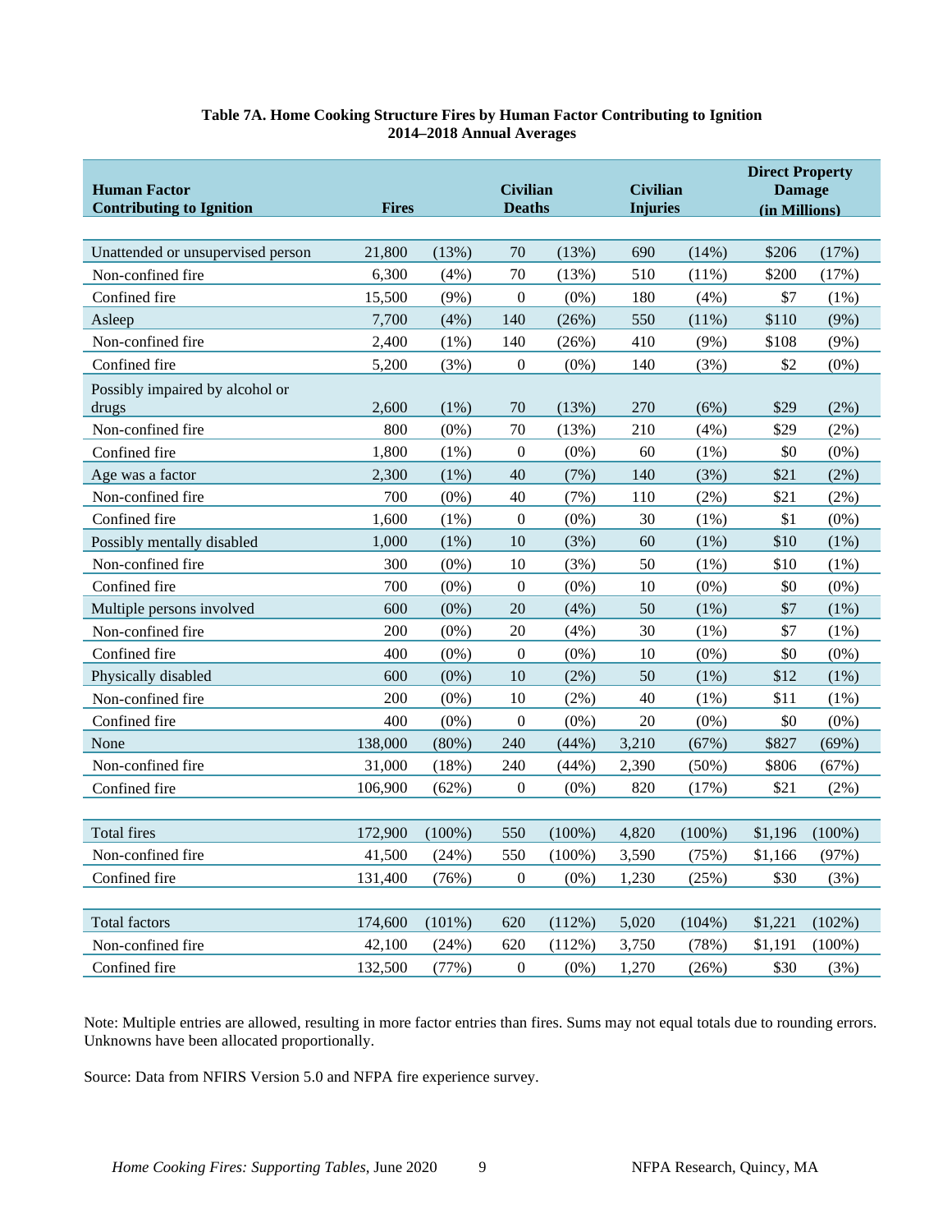**Table 7A. Home Cooking Structure Fires by Human Factor Contributing to Ignition**
**2014–2018 Annual Averages**

| Human Factor Contributing to Ignition | Fires | | Civilian Deaths | | Civilian Injuries | | Direct Property Damage (in Millions) | |
|---|---|---|---|---|---|---|---|---|
| Unattended or unsupervised person | 21,800 | (13%) | 70 | (13%) | 690 | (14%) | $206 | (17%) |
| Non-confined fire | 6,300 | (4%) | 70 | (13%) | 510 | (11%) | $200 | (17%) |
| Confined fire | 15,500 | (9%) | 0 | (0%) | 180 | (4%) | $7 | (1%) |
| Asleep | 7,700 | (4%) | 140 | (26%) | 550 | (11%) | $110 | (9%) |
| Non-confined fire | 2,400 | (1%) | 140 | (26%) | 410 | (9%) | $108 | (9%) |
| Confined fire | 5,200 | (3%) | 0 | (0%) | 140 | (3%) | $2 | (0%) |
| Possibly impaired by alcohol or drugs | 2,600 | (1%) | 70 | (13%) | 270 | (6%) | $29 | (2%) |
| Non-confined fire | 800 | (0%) | 70 | (13%) | 210 | (4%) | $29 | (2%) |
| Confined fire | 1,800 | (1%) | 0 | (0%) | 60 | (1%) | $0 | (0%) |
| Age was a factor | 2,300 | (1%) | 40 | (7%) | 140 | (3%) | $21 | (2%) |
| Non-confined fire | 700 | (0%) | 40 | (7%) | 110 | (2%) | $21 | (2%) |
| Confined fire | 1,600 | (1%) | 0 | (0%) | 30 | (1%) | $1 | (0%) |
| Possibly mentally disabled | 1,000 | (1%) | 10 | (3%) | 60 | (1%) | $10 | (1%) |
| Non-confined fire | 300 | (0%) | 10 | (3%) | 50 | (1%) | $10 | (1%) |
| Confined fire | 700 | (0%) | 0 | (0%) | 10 | (0%) | $0 | (0%) |
| Multiple persons involved | 600 | (0%) | 20 | (4%) | 50 | (1%) | $7 | (1%) |
| Non-confined fire | 200 | (0%) | 20 | (4%) | 30 | (1%) | $7 | (1%) |
| Confined fire | 400 | (0%) | 0 | (0%) | 10 | (0%) | $0 | (0%) |
| Physically disabled | 600 | (0%) | 10 | (2%) | 50 | (1%) | $12 | (1%) |
| Non-confined fire | 200 | (0%) | 10 | (2%) | 40 | (1%) | $11 | (1%) |
| Confined fire | 400 | (0%) | 0 | (0%) | 20 | (0%) | $0 | (0%) |
| None | 138,000 | (80%) | 240 | (44%) | 3,210 | (67%) | $827 | (69%) |
| Non-confined fire | 31,000 | (18%) | 240 | (44%) | 2,390 | (50%) | $806 | (67%) |
| Confined fire | 106,900 | (62%) | 0 | (0%) | 820 | (17%) | $21 | (2%) |
| | | | | | | | | |
| Total fires | 172,900 | (100%) | 550 | (100%) | 4,820 | (100%) | $1,196 | (100%) |
| Non-confined fire | 41,500 | (24%) | 550 | (100%) | 3,590 | (75%) | $1,166 | (97%) |
| Confined fire | 131,400 | (76%) | 0 | (0%) | 1,230 | (25%) | $30 | (3%) |
| | | | | | | | | |
| Total factors | 174,600 | (101%) | 620 | (112%) | 5,020 | (104%) | $1,221 | (102%) |
| Non-confined fire | 42,100 | (24%) | 620 | (112%) | 3,750 | (78%) | $1,191 | (100%) |
| Confined fire | 132,500 | (77%) | 0 | (0%) | 1,270 | (26%) | $30 | (3%) |

Note: Multiple entries are allowed, resulting in more factor entries than fires. Sums may not equal totals due to rounding errors. Unknowns have been allocated proportionally.

Source: Data from NFIRS Version 5.0 and NFPA fire experience survey.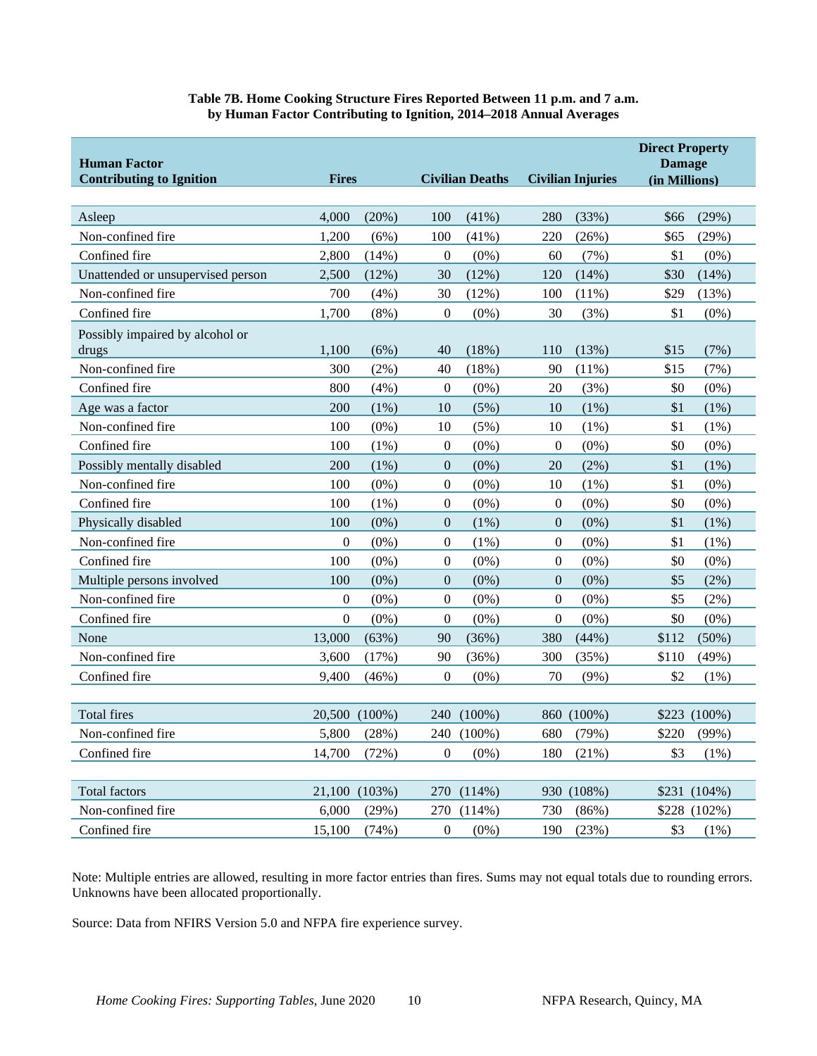**Table 7B. Home Cooking Structure Fires Reported Between 11 p.m. and 7 a.m. by Human Factor Contributing to Ignition, 2014–2018 Annual Averages**

| Human Factor Contributing to Ignition | Fires | | Civilian Deaths | | Civilian Injuries | | Direct Property Damage (in Millions) | |
|---|---|---|---|---|---|---|---|---|
| Asleep | 4,000 | (20%) | 100 | (41%) | 280 | (33%) | $66 | (29%) |
| Non-confined fire | 1,200 | (6%) | 100 | (41%) | 220 | (26%) | $65 | (29%) |
| Confined fire | 2,800 | (14%) | 0 | (0%) | 60 | (7%) | $1 | (0%) |
| Unattended or unsupervised person | 2,500 | (12%) | 30 | (12%) | 120 | (14%) | $30 | (14%) |
| Non-confined fire | 700 | (4%) | 30 | (12%) | 100 | (11%) | $29 | (13%) |
| Confined fire | 1,700 | (8%) | 0 | (0%) | 30 | (3%) | $1 | (0%) |
| Possibly impaired by alcohol or drugs | 1,100 | (6%) | 40 | (18%) | 110 | (13%) | $15 | (7%) |
| Non-confined fire | 300 | (2%) | 40 | (18%) | 90 | (11%) | $15 | (7%) |
| Confined fire | 800 | (4%) | 0 | (0%) | 20 | (3%) | $0 | (0%) |
| Age was a factor | 200 | (1%) | 10 | (5%) | 10 | (1%) | $1 | (1%) |
| Non-confined fire | 100 | (0%) | 10 | (5%) | 10 | (1%) | $1 | (1%) |
| Confined fire | 100 | (1%) | 0 | (0%) | 0 | (0%) | $0 | (0%) |
| Possibly mentally disabled | 200 | (1%) | 0 | (0%) | 20 | (2%) | $1 | (1%) |
| Non-confined fire | 100 | (0%) | 0 | (0%) | 10 | (1%) | $1 | (0%) |
| Confined fire | 100 | (1%) | 0 | (0%) | 0 | (0%) | $0 | (0%) |
| Physically disabled | 100 | (0%) | 0 | (1%) | 0 | (0%) | $1 | (1%) |
| Non-confined fire | 0 | (0%) | 0 | (1%) | 0 | (0%) | $1 | (1%) |
| Confined fire | 100 | (0%) | 0 | (0%) | 0 | (0%) | $0 | (0%) |
| Multiple persons involved | 100 | (0%) | 0 | (0%) | 0 | (0%) | $5 | (2%) |
| Non-confined fire | 0 | (0%) | 0 | (0%) | 0 | (0%) | $5 | (2%) |
| Confined fire | 0 | (0%) | 0 | (0%) | 0 | (0%) | $0 | (0%) |
| None | 13,000 | (63%) | 90 | (36%) | 380 | (44%) | $112 | (50%) |
| Non-confined fire | 3,600 | (17%) | 90 | (36%) | 300 | (35%) | $110 | (49%) |
| Confined fire | 9,400 | (46%) | 0 | (0%) | 70 | (9%) | $2 | (1%) |
| Total fires | 20,500 | (100%) | 240 | (100%) | 860 | (100%) | $223 | (100%) |
| Non-confined fire | 5,800 | (28%) | 240 | (100%) | 680 | (79%) | $220 | (99%) |
| Confined fire | 14,700 | (72%) | 0 | (0%) | 180 | (21%) | $3 | (1%) |
| Total factors | 21,100 | (103%) | 270 | (114%) | 930 | (108%) | $231 | (104%) |
| Non-confined fire | 6,000 | (29%) | 270 | (114%) | 730 | (86%) | $228 | (102%) |
| Confined fire | 15,100 | (74%) | 0 | (0%) | 190 | (23%) | $3 | (1%) |

Note: Multiple entries are allowed, resulting in more factor entries than fires. Sums may not equal totals due to rounding errors. Unknowns have been allocated proportionally.

Source: Data from NFIRS Version 5.0 and NFPA fire experience survey.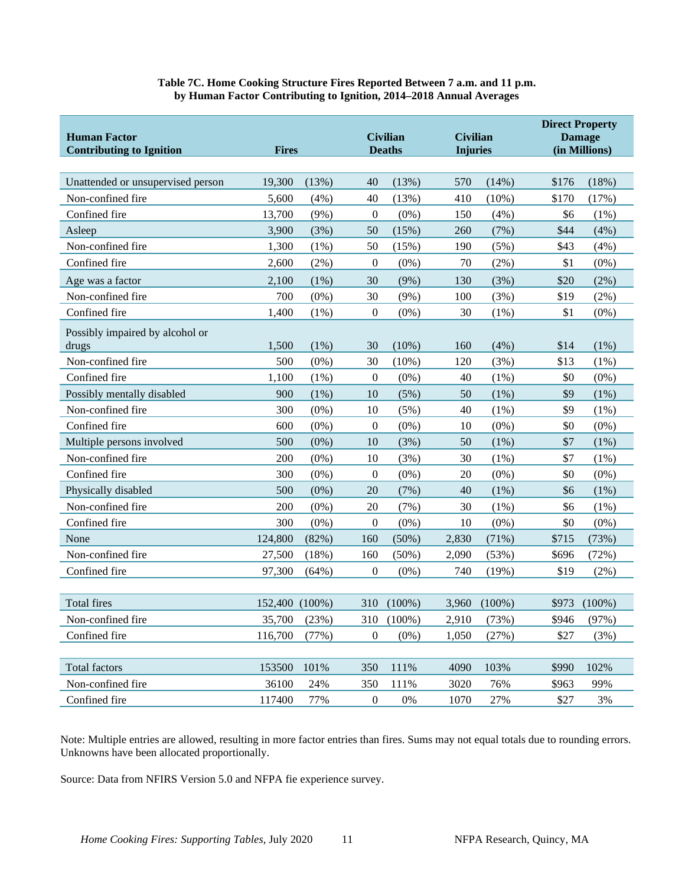**Table 7C. Home Cooking Structure Fires Reported Between 7 a.m. and 11 p.m. by Human Factor Contributing to Ignition, 2014–2018 Annual Averages**

| Human Factor Contributing to Ignition | Fires | | Civilian Deaths | | Civilian Injuries | | Direct Property Damage (in Millions) | |
|---|---|---|---|---|---|---|---|---|
| Unattended or unsupervised person | 19,300 | (13%) | 40 | (13%) | 570 | (14%) | $176 | (18%) |
| Non-confined fire | 5,600 | (4%) | 40 | (13%) | 410 | (10%) | $170 | (17%) |
| Confined fire | 13,700 | (9%) | 0 | (0%) | 150 | (4%) | $6 | (1%) |
| Asleep | 3,900 | (3%) | 50 | (15%) | 260 | (7%) | $44 | (4%) |
| Non-confined fire | 1,300 | (1%) | 50 | (15%) | 190 | (5%) | $43 | (4%) |
| Confined fire | 2,600 | (2%) | 0 | (0%) | 70 | (2%) | $1 | (0%) |
| Age was a factor | 2,100 | (1%) | 30 | (9%) | 130 | (3%) | $20 | (2%) |
| Non-confined fire | 700 | (0%) | 30 | (9%) | 100 | (3%) | $19 | (2%) |
| Confined fire | 1,400 | (1%) | 0 | (0%) | 30 | (1%) | $1 | (0%) |
| Possibly impaired by alcohol or drugs | 1,500 | (1%) | 30 | (10%) | 160 | (4%) | $14 | (1%) |
| Non-confined fire | 500 | (0%) | 30 | (10%) | 120 | (3%) | $13 | (1%) |
| Confined fire | 1,100 | (1%) | 0 | (0%) | 40 | (1%) | $0 | (0%) |
| Possibly mentally disabled | 900 | (1%) | 10 | (5%) | 50 | (1%) | $9 | (1%) |
| Non-confined fire | 300 | (0%) | 10 | (5%) | 40 | (1%) | $9 | (1%) |
| Confined fire | 600 | (0%) | 0 | (0%) | 10 | (0%) | $0 | (0%) |
| Multiple persons involved | 500 | (0%) | 10 | (3%) | 50 | (1%) | $7 | (1%) |
| Non-confined fire | 200 | (0%) | 10 | (3%) | 30 | (1%) | $7 | (1%) |
| Confined fire | 300 | (0%) | 0 | (0%) | 20 | (0%) | $0 | (0%) |
| Physically disabled | 500 | (0%) | 20 | (7%) | 40 | (1%) | $6 | (1%) |
| Non-confined fire | 200 | (0%) | 20 | (7%) | 30 | (1%) | $6 | (1%) |
| Confined fire | 300 | (0%) | 0 | (0%) | 10 | (0%) | $0 | (0%) |
| None | 124,800 | (82%) | 160 | (50%) | 2,830 | (71%) | $715 | (73%) |
| Non-confined fire | 27,500 | (18%) | 160 | (50%) | 2,090 | (53%) | $696 | (72%) |
| Confined fire | 97,300 | (64%) | 0 | (0%) | 740 | (19%) | $19 | (2%) |
| | | | | | | | | |
| Total fires | 152,400 | (100%) | 310 | (100%) | 3,960 | (100%) | $973 | (100%) |
| Non-confined fire | 35,700 | (23%) | 310 | (100%) | 2,910 | (73%) | $946 | (97%) |
| Confined fire | 116,700 | (77%) | 0 | (0%) | 1,050 | (27%) | $27 | (3%) |
| | | | | | | | | |
| Total factors | 153500 | 101% | 350 | 111% | 4090 | 103% | $990 | 102% |
| Non-confined fire | 36100 | 24% | 350 | 111% | 3020 | 76% | $963 | 99% |
| Confined fire | 117400 | 77% | 0 | 0% | 1070 | 27% | $27 | 3% |

Note: Multiple entries are allowed, resulting in more factor entries than fires. Sums may not equal totals due to rounding errors. Unknowns have been allocated proportionally.

Source: Data from NFIRS Version 5.0 and NFPA fie experience survey.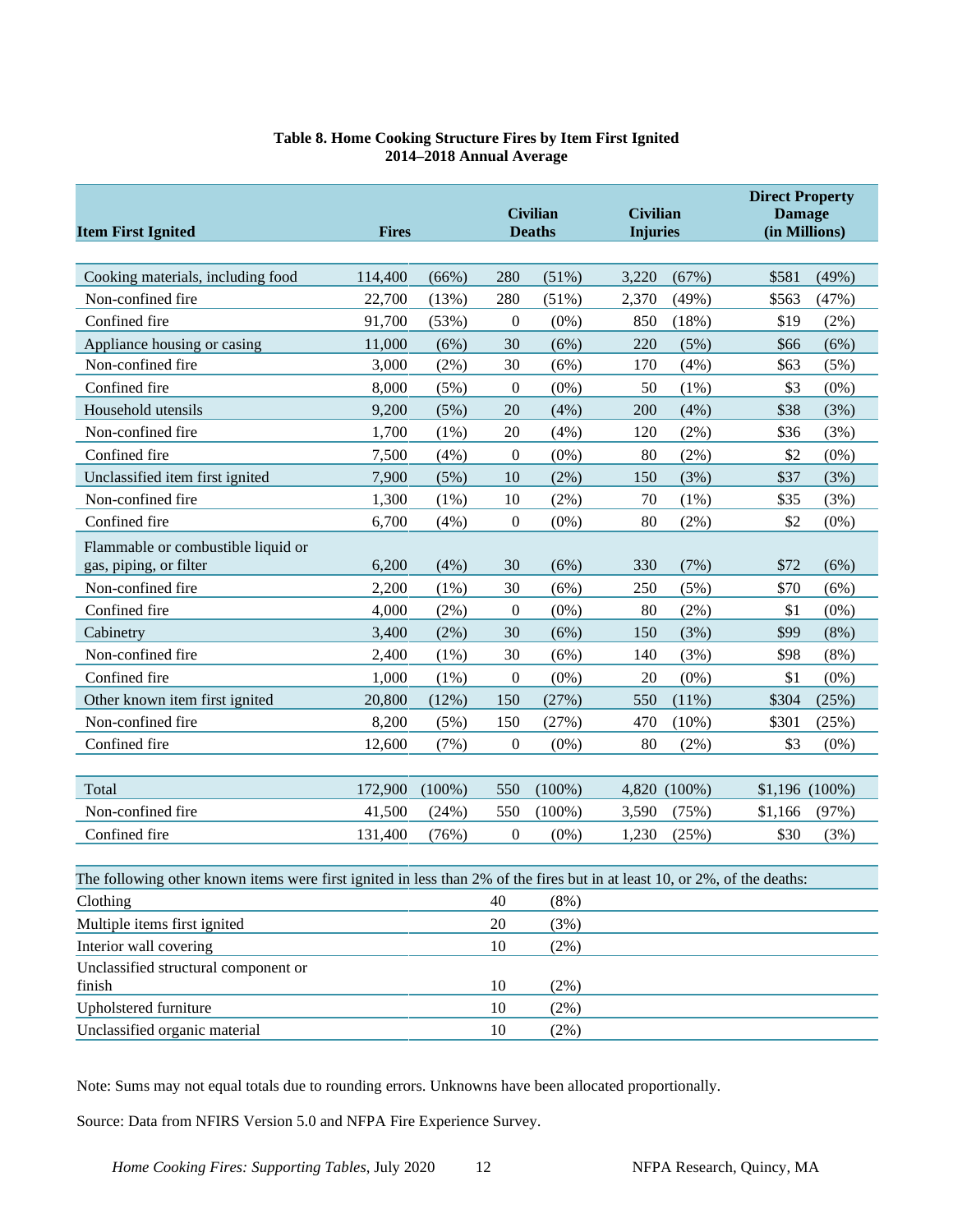**Table 8. Home Cooking Structure Fires by Item First Ignited**
**2014–2018 Annual Average**

| Item First Ignited | Fires | | Civilian Deaths | | Civilian Injuries | | Direct Property Damage (in Millions) | |
|---|---|---|---|---|---|---|---|---|
| Cooking materials, including food | 114,400 | (66%) | 280 | (51%) | 3,220 | (67%) | $581 | (49%) |
| Non-confined fire | 22,700 | (13%) | 280 | (51%) | 2,370 | (49%) | $563 | (47%) |
| Confined fire | 91,700 | (53%) | 0 | (0%) | 850 | (18%) | $19 | (2%) |
| Appliance housing or casing | 11,000 | (6%) | 30 | (6%) | 220 | (5%) | $66 | (6%) |
| Non-confined fire | 3,000 | (2%) | 30 | (6%) | 170 | (4%) | $63 | (5%) |
| Confined fire | 8,000 | (5%) | 0 | (0%) | 50 | (1%) | $3 | (0%) |
| Household utensils | 9,200 | (5%) | 20 | (4%) | 200 | (4%) | $38 | (3%) |
| Non-confined fire | 1,700 | (1%) | 20 | (4%) | 120 | (2%) | $36 | (3%) |
| Confined fire | 7,500 | (4%) | 0 | (0%) | 80 | (2%) | $2 | (0%) |
| Unclassified item first ignited | 7,900 | (5%) | 10 | (2%) | 150 | (3%) | $37 | (3%) |
| Non-confined fire | 1,300 | (1%) | 10 | (2%) | 70 | (1%) | $35 | (3%) |
| Confined fire | 6,700 | (4%) | 0 | (0%) | 80 | (2%) | $2 | (0%) |
| Flammable or combustible liquid or gas, piping, or filter | 6,200 | (4%) | 30 | (6%) | 330 | (7%) | $72 | (6%) |
| Non-confined fire | 2,200 | (1%) | 30 | (6%) | 250 | (5%) | $70 | (6%) |
| Confined fire | 4,000 | (2%) | 0 | (0%) | 80 | (2%) | $1 | (0%) |
| Cabinetry | 3,400 | (2%) | 30 | (6%) | 150 | (3%) | $99 | (8%) |
| Non-confined fire | 2,400 | (1%) | 30 | (6%) | 140 | (3%) | $98 | (8%) |
| Confined fire | 1,000 | (1%) | 0 | (0%) | 20 | (0%) | $1 | (0%) |
| Other known item first ignited | 20,800 | (12%) | 150 | (27%) | 550 | (11%) | $304 | (25%) |
| Non-confined fire | 8,200 | (5%) | 150 | (27%) | 470 | (10%) | $301 | (25%) |
| Confined fire | 12,600 | (7%) | 0 | (0%) | 80 | (2%) | $3 | (0%) |
| Total | 172,900 | (100%) | 550 | (100%) | 4,820 | (100%) | $1,196 | (100%) |
| Non-confined fire | 41,500 | (24%) | 550 | (100%) | 3,590 | (75%) | $1,166 | (97%) |
| Confined fire | 131,400 | (76%) | 0 | (0%) | 1,230 | (25%) | $30 | (3%) |

The following other known items were first ignited in less than 2% of the fires but in at least 10, or 2%, of the deaths:

| Item | Civilian Deaths | |
|---|---|---|
| Clothing | 40 | (8%) |
| Multiple items first ignited | 20 | (3%) |
| Interior wall covering | 10 | (2%) |
| Unclassified structural component or finish | 10 | (2%) |
| Upholstered furniture | 10 | (2%) |
| Unclassified organic material | 10 | (2%) |

Note: Sums may not equal totals due to rounding errors. Unknowns have been allocated proportionally.

Source: Data from NFIRS Version 5.0 and NFPA Fire Experience Survey.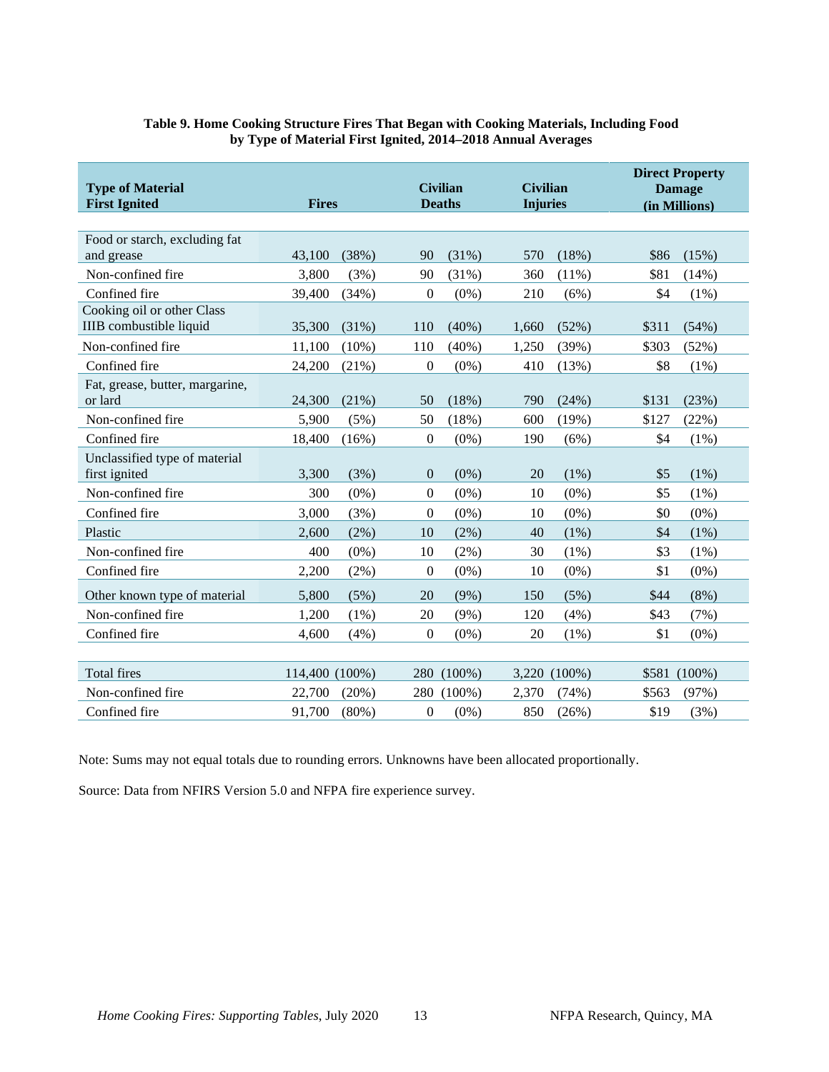**Table 9. Home Cooking Structure Fires That Began with Cooking Materials, Including Food by Type of Material First Ignited, 2014–2018 Annual Averages**

| Type of Material First Ignited | Fires | | Civilian Deaths | | Civilian Injuries | | Direct Property Damage (in Millions) | |
|---|---|---|---|---|---|---|---|---|
| Food or starch, excluding fat and grease | 43,100 | (38%) | 90 | (31%) | 570 | (18%) | $86 | (15%) |
| Non-confined fire | 3,800 | (3%) | 90 | (31%) | 360 | (11%) | $81 | (14%) |
| Confined fire | 39,400 | (34%) | 0 | (0%) | 210 | (6%) | $4 | (1%) |
| Cooking oil or other Class IIIB combustible liquid | 35,300 | (31%) | 110 | (40%) | 1,660 | (52%) | $311 | (54%) |
| Non-confined fire | 11,100 | (10%) | 110 | (40%) | 1,250 | (39%) | $303 | (52%) |
| Confined fire | 24,200 | (21%) | 0 | (0%) | 410 | (13%) | $8 | (1%) |
| Fat, grease, butter, margarine, or lard | 24,300 | (21%) | 50 | (18%) | 790 | (24%) | $131 | (23%) |
| Non-confined fire | 5,900 | (5%) | 50 | (18%) | 600 | (19%) | $127 | (22%) |
| Confined fire | 18,400 | (16%) | 0 | (0%) | 190 | (6%) | $4 | (1%) |
| Unclassified type of material first ignited | 3,300 | (3%) | 0 | (0%) | 20 | (1%) | $5 | (1%) |
| Non-confined fire | 300 | (0%) | 0 | (0%) | 10 | (0%) | $5 | (1%) |
| Confined fire | 3,000 | (3%) | 0 | (0%) | 10 | (0%) | $0 | (0%) |
| Plastic | 2,600 | (2%) | 10 | (2%) | 40 | (1%) | $4 | (1%) |
| Non-confined fire | 400 | (0%) | 10 | (2%) | 30 | (1%) | $3 | (1%) |
| Confined fire | 2,200 | (2%) | 0 | (0%) | 10 | (0%) | $1 | (0%) |
| Other known type of material | 5,800 | (5%) | 20 | (9%) | 150 | (5%) | $44 | (8%) |
| Non-confined fire | 1,200 | (1%) | 20 | (9%) | 120 | (4%) | $43 | (7%) |
| Confined fire | 4,600 | (4%) | 0 | (0%) | 20 | (1%) | $1 | (0%) |
| Total fires | 114,400 | (100%) | 280 | (100%) | 3,220 | (100%) | $581 | (100%) |
| Non-confined fire | 22,700 | (20%) | 280 | (100%) | 2,370 | (74%) | $563 | (97%) |
| Confined fire | 91,700 | (80%) | 0 | (0%) | 850 | (26%) | $19 | (3%) |

Note: Sums may not equal totals due to rounding errors. Unknowns have been allocated proportionally.

Source: Data from NFIRS Version 5.0 and NFPA fire experience survey.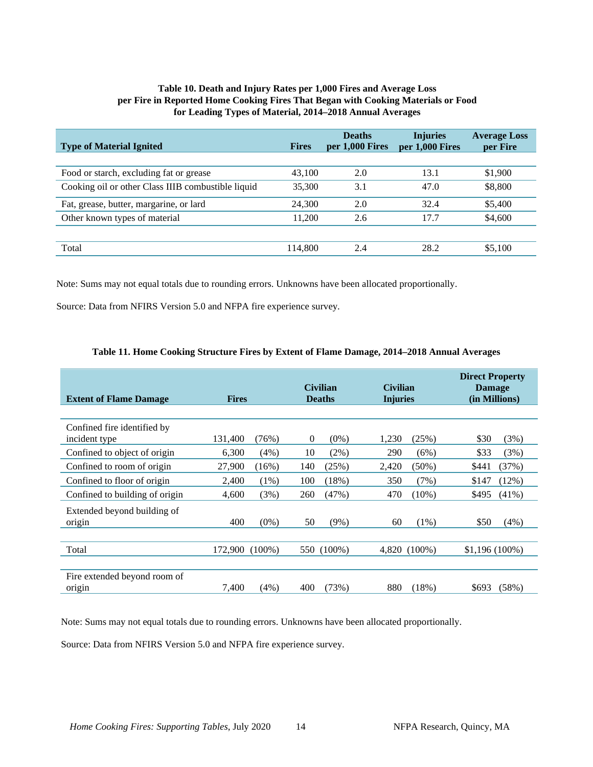**Table 10. Death and Injury Rates per 1,000 Fires and Average Loss per Fire in Reported Home Cooking Fires That Began with Cooking Materials or Food for Leading Types of Material, 2014–2018 Annual Averages**

| Type of Material Ignited | Fires | Deaths per 1,000 Fires | Injuries per 1,000 Fires | Average Loss per Fire |
|---|---|---|---|---|
| Food or starch, excluding fat or grease | 43,100 | 2.0 | 13.1 | $1,900 |
| Cooking oil or other Class IIIB combustible liquid | 35,300 | 3.1 | 47.0 | $8,800 |
| Fat, grease, butter, margarine, or lard | 24,300 | 2.0 | 32.4 | $5,400 |
| Other known types of material | 11,200 | 2.6 | 17.7 | $4,600 |
| Total | 114,800 | 2.4 | 28.2 | $5,100 |

Note: Sums may not equal totals due to rounding errors. Unknowns have been allocated proportionally.

Source: Data from NFIRS Version 5.0 and NFPA fire experience survey.

**Table 11. Home Cooking Structure Fires by Extent of Flame Damage, 2014–2018 Annual Averages**

| Extent of Flame Damage | Fires | | Civilian Deaths | | Civilian Injuries | | Direct Property Damage (in Millions) | |
|---|---|---|---|---|---|---|---|---|
| Confined fire identified by incident type | 131,400 | (76%) | 0 | (0%) | 1,230 | (25%) | $30 | (3%) |
| Confined to object of origin | 6,300 | (4%) | 10 | (2%) | 290 | (6%) | $33 | (3%) |
| Confined to room of origin | 27,900 | (16%) | 140 | (25%) | 2,420 | (50%) | $441 | (37%) |
| Confined to floor of origin | 2,400 | (1%) | 100 | (18%) | 350 | (7%) | $147 | (12%) |
| Confined to building of origin | 4,600 | (3%) | 260 | (47%) | 470 | (10%) | $495 | (41%) |
| Extended beyond building of origin | 400 | (0%) | 50 | (9%) | 60 | (1%) | $50 | (4%) |
| Total | 172,900 | (100%) | 550 | (100%) | 4,820 | (100%) | $1,196 | (100%) |
| Fire extended beyond room of origin | 7,400 | (4%) | 400 | (73%) | 880 | (18%) | $693 | (58%) |

Note: Sums may not equal totals due to rounding errors. Unknowns have been allocated proportionally.

Source: Data from NFIRS Version 5.0 and NFPA fire experience survey.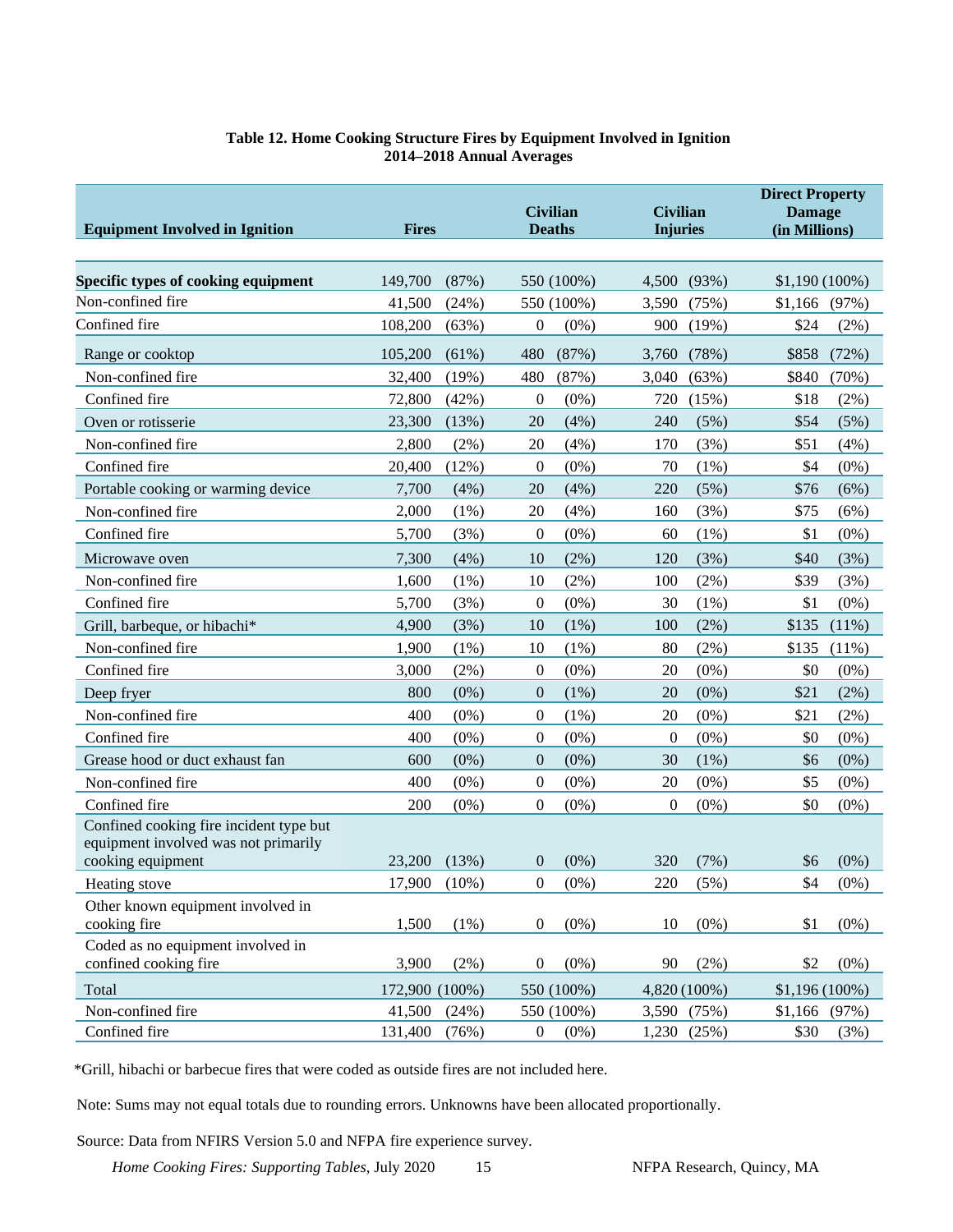**Table 12. Home Cooking Structure Fires by Equipment Involved in Ignition**
**2014–2018 Annual Averages**

| Equipment Involved in Ignition | Fires | | Civilian Deaths | | Civilian Injuries | | Direct Property Damage (in Millions) | |
|---|---|---|---|---|---|---|---|---|
| **Specific types of cooking equipment** | 149,700 | (87%) | 550 | (100%) | 4,500 | (93%) | $1,190 | (100%) |
| Non-confined fire | 41,500 | (24%) | 550 | (100%) | 3,590 | (75%) | $1,166 | (97%) |
| Confined fire | 108,200 | (63%) | 0 | (0%) | 900 | (19%) | $24 | (2%) |
| Range or cooktop | 105,200 | (61%) | 480 | (87%) | 3,760 | (78%) | $858 | (72%) |
| Non-confined fire | 32,400 | (19%) | 480 | (87%) | 3,040 | (63%) | $840 | (70%) |
| Confined fire | 72,800 | (42%) | 0 | (0%) | 720 | (15%) | $18 | (2%) |
| Oven or rotisserie | 23,300 | (13%) | 20 | (4%) | 240 | (5%) | $54 | (5%) |
| Non-confined fire | 2,800 | (2%) | 20 | (4%) | 170 | (3%) | $51 | (4%) |
| Confined fire | 20,400 | (12%) | 0 | (0%) | 70 | (1%) | $4 | (0%) |
| Portable cooking or warming device | 7,700 | (4%) | 20 | (4%) | 220 | (5%) | $76 | (6%) |
| Non-confined fire | 2,000 | (1%) | 20 | (4%) | 160 | (3%) | $75 | (6%) |
| Confined fire | 5,700 | (3%) | 0 | (0%) | 60 | (1%) | $1 | (0%) |
| Microwave oven | 7,300 | (4%) | 10 | (2%) | 120 | (3%) | $40 | (3%) |
| Non-confined fire | 1,600 | (1%) | 10 | (2%) | 100 | (2%) | $39 | (3%) |
| Confined fire | 5,700 | (3%) | 0 | (0%) | 30 | (1%) | $1 | (0%) |
| Grill, barbeque, or hibachi* | 4,900 | (3%) | 10 | (1%) | 100 | (2%) | $135 | (11%) |
| Non-confined fire | 1,900 | (1%) | 10 | (1%) | 80 | (2%) | $135 | (11%) |
| Confined fire | 3,000 | (2%) | 0 | (0%) | 20 | (0%) | $0 | (0%) |
| Deep fryer | 800 | (0%) | 0 | (1%) | 20 | (0%) | $21 | (2%) |
| Non-confined fire | 400 | (0%) | 0 | (1%) | 20 | (0%) | $21 | (2%) |
| Confined fire | 400 | (0%) | 0 | (0%) | 0 | (0%) | $0 | (0%) |
| Grease hood or duct exhaust fan | 600 | (0%) | 0 | (0%) | 30 | (1%) | $6 | (0%) |
| Non-confined fire | 400 | (0%) | 0 | (0%) | 20 | (0%) | $5 | (0%) |
| Confined fire | 200 | (0%) | 0 | (0%) | 0 | (0%) | $0 | (0%) |
| Confined cooking fire incident type but equipment involved was not primarily cooking equipment | 23,200 | (13%) | 0 | (0%) | 320 | (7%) | $6 | (0%) |
| Heating stove | 17,900 | (10%) | 0 | (0%) | 220 | (5%) | $4 | (0%) |
| Other known equipment involved in cooking fire | 1,500 | (1%) | 0 | (0%) | 10 | (0%) | $1 | (0%) |
| Coded as no equipment involved in confined cooking fire | 3,900 | (2%) | 0 | (0%) | 90 | (2%) | $2 | (0%) |
| Total | 172,900 | (100%) | 550 | (100%) | 4,820 | (100%) | $1,196 | (100%) |
| Non-confined fire | 41,500 | (24%) | 550 | (100%) | 3,590 | (75%) | $1,166 | (97%) |
| Confined fire | 131,400 | (76%) | 0 | (0%) | 1,230 | (25%) | $30 | (3%) |

*Grill, hibachi or barbecue fires that were coded as outside fires are not included here.

Note: Sums may not equal totals due to rounding errors. Unknowns have been allocated proportionally.

Source: Data from NFIRS Version 5.0 and NFPA fire experience survey.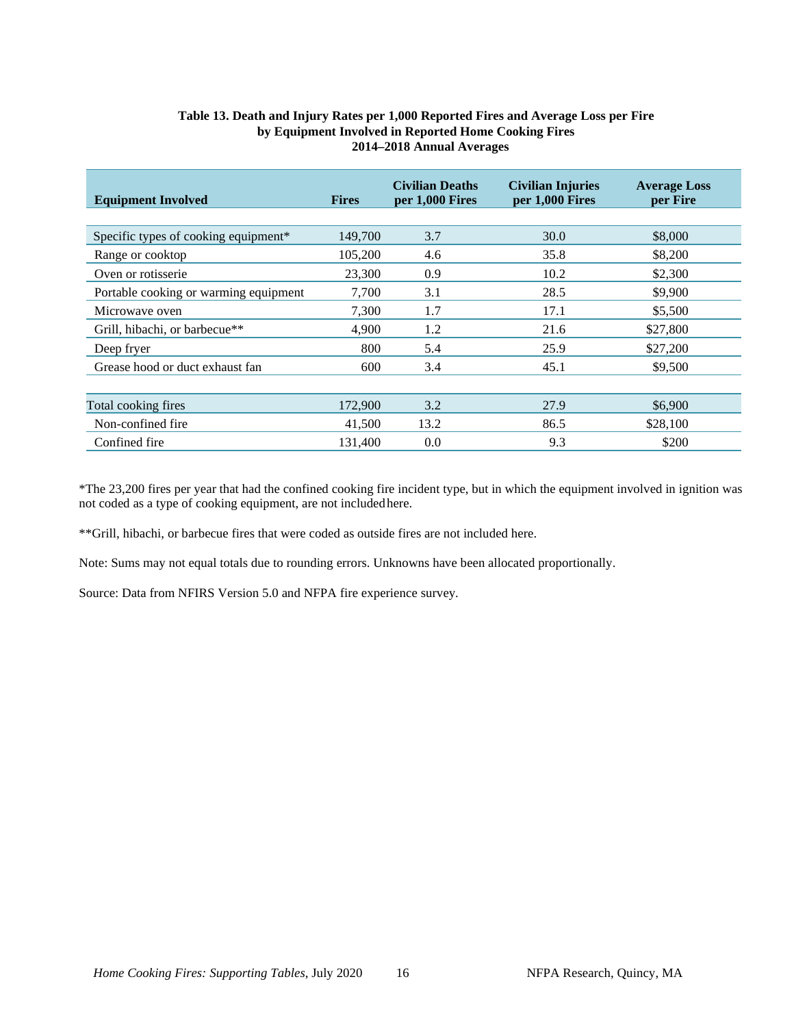**Table 13. Death and Injury Rates per 1,000 Reported Fires and Average Loss per Fire by Equipment Involved in Reported Home Cooking Fires 2014–2018 Annual Averages**

| Equipment Involved | Fires | Civilian Deaths per 1,000 Fires | Civilian Injuries per 1,000 Fires | Average Loss per Fire |
|---|---|---|---|---|
| Specific types of cooking equipment* | 149,700 | 3.7 | 30.0 | $8,000 |
| Range or cooktop | 105,200 | 4.6 | 35.8 | $8,200 |
| Oven or rotisserie | 23,300 | 0.9 | 10.2 | $2,300 |
| Portable cooking or warming equipment | 7,700 | 3.1 | 28.5 | $9,900 |
| Microwave oven | 7,300 | 1.7 | 17.1 | $5,500 |
| Grill, hibachi, or barbecue** | 4,900 | 1.2 | 21.6 | $27,800 |
| Deep fryer | 800 | 5.4 | 25.9 | $27,200 |
| Grease hood or duct exhaust fan | 600 | 3.4 | 45.1 | $9,500 |
| Total cooking fires | 172,900 | 3.2 | 27.9 | $6,900 |
| Non-confined fire | 41,500 | 13.2 | 86.5 | $28,100 |
| Confined fire | 131,400 | 0.0 | 9.3 | $200 |

*The 23,200 fires per year that had the confined cooking fire incident type, but in which the equipment involved in ignition was not coded as a type of cooking equipment, are not included here.

**Grill, hibachi, or barbecue fires that were coded as outside fires are not included here.

Note: Sums may not equal totals due to rounding errors. Unknowns have been allocated proportionally.

Source: Data from NFIRS Version 5.0 and NFPA fire experience survey.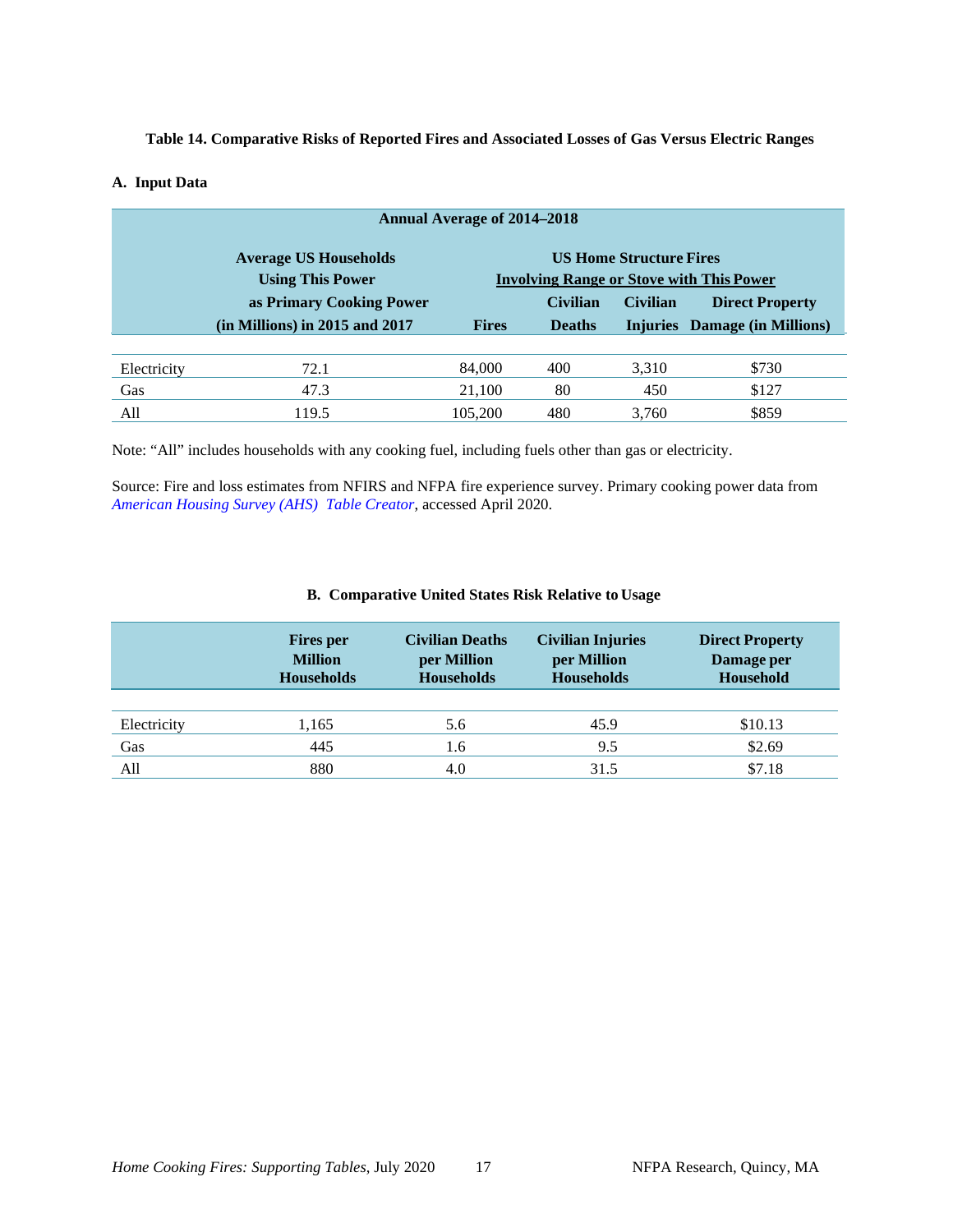**Table 14. Comparative Risks of Reported Fires and Associated Losses of Gas Versus Electric Ranges**

**A. Input Data**

| Annual Average of 2014–2018 | | | | | |
|---|---|---|---|---|---|
| | Average US Households Using This Power as Primary Cooking Power (in Millions) in 2015 and 2017 | US Home Structure Fires Involving Range or Stove with This Power | | | |
| | | Fires | Civilian Deaths | Civilian Injuries | Direct Property Damage (in Millions) |
| Electricity | 72.1 | 84,000 | 400 | 3,310 | $730 |
| Gas | 47.3 | 21,100 | 80 | 450 | $127 |
| All | 119.5 | 105,200 | 480 | 3,760 | $859 |

Note: "All" includes households with any cooking fuel, including fuels other than gas or electricity.

Source: Fire and loss estimates from NFIRS and NFPA fire experience survey. Primary cooking power data from *American Housing Survey (AHS) Table Creator*, accessed April 2020.

**B. Comparative United States Risk Relative to Usage**

| | Fires per Million Households | Civilian Deaths per Million Households | Civilian Injuries per Million Households | Direct Property Damage per Household |
|---|---|---|---|---|
| Electricity | 1,165 | 5.6 | 45.9 | $10.13 |
| Gas | 445 | 1.6 | 9.5 | $2.69 |
| All | 880 | 4.0 | 31.5 | $7.18 |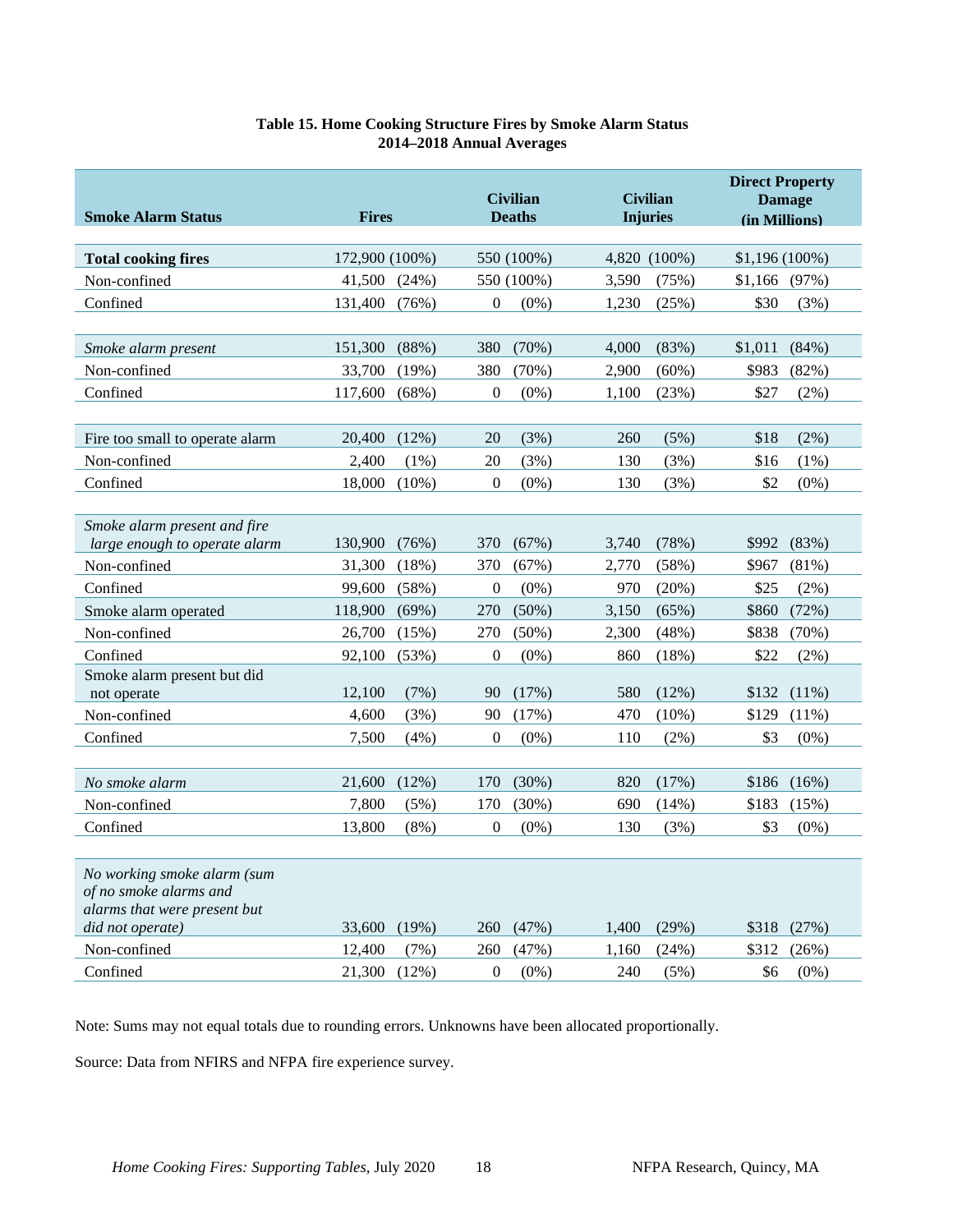**Table 15. Home Cooking Structure Fires by Smoke Alarm Status**
**2014–2018 Annual Averages**

| Smoke Alarm Status | Fires | Civilian Deaths | Civilian Injuries | Direct Property Damage (in Millions) |
|---|---|---|---|---|
| **Total cooking fires** | 172,900 (100%) | 550 (100%) | 4,820 (100%) | $1,196 (100%) |
| Non-confined | 41,500 (24%) | 550 (100%) | 3,590 (75%) | $1,166 (97%) |
| Confined | 131,400 (76%) | 0 (0%) | 1,230 (25%) | $30 (3%) |
| | | | | |
| *Smoke alarm present* | 151,300 (88%) | 380 (70%) | 4,000 (83%) | $1,011 (84%) |
| Non-confined | 33,700 (19%) | 380 (70%) | 2,900 (60%) | $983 (82%) |
| Confined | 117,600 (68%) | 0 (0%) | 1,100 (23%) | $27 (2%) |
| | | | | |
| Fire too small to operate alarm | 20,400 (12%) | 20 (3%) | 260 (5%) | $18 (2%) |
| Non-confined | 2,400 (1%) | 20 (3%) | 130 (3%) | $16 (1%) |
| Confined | 18,000 (10%) | 0 (0%) | 130 (3%) | $2 (0%) |
| | | | | |
| *Smoke alarm present and fire large enough to operate alarm* | 130,900 (76%) | 370 (67%) | 3,740 (78%) | $992 (83%) |
| Non-confined | 31,300 (18%) | 370 (67%) | 2,770 (58%) | $967 (81%) |
| Confined | 99,600 (58%) | 0 (0%) | 970 (20%) | $25 (2%) |
| Smoke alarm operated | 118,900 (69%) | 270 (50%) | 3,150 (65%) | $860 (72%) |
| Non-confined | 26,700 (15%) | 270 (50%) | 2,300 (48%) | $838 (70%) |
| Confined | 92,100 (53%) | 0 (0%) | 860 (18%) | $22 (2%) |
| Smoke alarm present but did not operate | 12,100 (7%) | 90 (17%) | 580 (12%) | $132 (11%) |
| Non-confined | 4,600 (3%) | 90 (17%) | 470 (10%) | $129 (11%) |
| Confined | 7,500 (4%) | 0 (0%) | 110 (2%) | $3 (0%) |
| | | | | |
| *No smoke alarm* | 21,600 (12%) | 170 (30%) | 820 (17%) | $186 (16%) |
| Non-confined | 7,800 (5%) | 170 (30%) | 690 (14%) | $183 (15%) |
| Confined | 13,800 (8%) | 0 (0%) | 130 (3%) | $3 (0%) |
| | | | | |
| *No working smoke alarm (sum of no smoke alarms and alarms that were present but did not operate)* | 33,600 (19%) | 260 (47%) | 1,400 (29%) | $318 (27%) |
| Non-confined | 12,400 (7%) | 260 (47%) | 1,160 (24%) | $312 (26%) |
| Confined | 21,300 (12%) | 0 (0%) | 240 (5%) | $6 (0%) |

Note: Sums may not equal totals due to rounding errors. Unknowns have been allocated proportionally.

Source: Data from NFIRS and NFPA fire experience survey.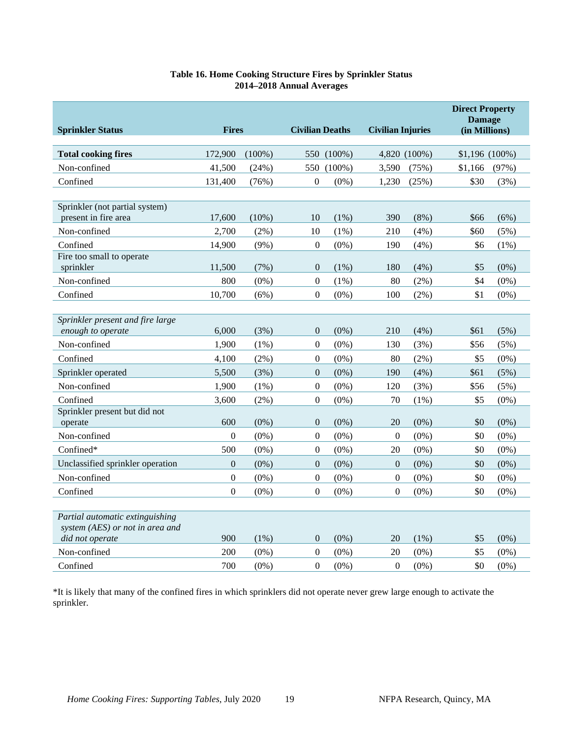**Table 16. Home Cooking Structure Fires by Sprinkler Status**
**2014–2018 Annual Averages**

| Sprinkler Status | Fires | | Civilian Deaths | | Civilian Injuries | | Direct Property Damage (in Millions) | |
|---|---|---|---|---|---|---|---|---|
| **Total cooking fires** | 172,900 | (100%) | 550 | (100%) | 4,820 | (100%) | $1,196 | (100%) |
| Non-confined | 41,500 | (24%) | 550 | (100%) | 3,590 | (75%) | $1,166 | (97%) |
| Confined | 131,400 | (76%) | 0 | (0%) | 1,230 | (25%) | $30 | (3%) |
| Sprinkler (not partial system) present in fire area | 17,600 | (10%) | 10 | (1%) | 390 | (8%) | $66 | (6%) |
| Non-confined | 2,700 | (2%) | 10 | (1%) | 210 | (4%) | $60 | (5%) |
| Confined | 14,900 | (9%) | 0 | (0%) | 190 | (4%) | $6 | (1%) |
| Fire too small to operate sprinkler | 11,500 | (7%) | 0 | (1%) | 180 | (4%) | $5 | (0%) |
| Non-confined | 800 | (0%) | 0 | (1%) | 80 | (2%) | $4 | (0%) |
| Confined | 10,700 | (6%) | 0 | (0%) | 100 | (2%) | $1 | (0%) |
| *Sprinkler present and fire large enough to operate* | 6,000 | (3%) | 0 | (0%) | 210 | (4%) | $61 | (5%) |
| Non-confined | 1,900 | (1%) | 0 | (0%) | 130 | (3%) | $56 | (5%) |
| Confined | 4,100 | (2%) | 0 | (0%) | 80 | (2%) | $5 | (0%) |
| Sprinkler operated | 5,500 | (3%) | 0 | (0%) | 190 | (4%) | $61 | (5%) |
| Non-confined | 1,900 | (1%) | 0 | (0%) | 120 | (3%) | $56 | (5%) |
| Confined | 3,600 | (2%) | 0 | (0%) | 70 | (1%) | $5 | (0%) |
| Sprinkler present but did not operate | 600 | (0%) | 0 | (0%) | 20 | (0%) | $0 | (0%) |
| Non-confined | 0 | (0%) | 0 | (0%) | 0 | (0%) | $0 | (0%) |
| Confined* | 500 | (0%) | 0 | (0%) | 20 | (0%) | $0 | (0%) |
| Unclassified sprinkler operation | 0 | (0%) | 0 | (0%) | 0 | (0%) | $0 | (0%) |
| Non-confined | 0 | (0%) | 0 | (0%) | 0 | (0%) | $0 | (0%) |
| Confined | 0 | (0%) | 0 | (0%) | 0 | (0%) | $0 | (0%) |
| *Partial automatic extinguishing system (AES) or not in area and did not operate* | 900 | (1%) | 0 | (0%) | 20 | (1%) | $5 | (0%) |
| Non-confined | 200 | (0%) | 0 | (0%) | 20 | (0%) | $5 | (0%) |
| Confined | 700 | (0%) | 0 | (0%) | 0 | (0%) | $0 | (0%) |

*It is likely that many of the confined fires in which sprinklers did not operate never grew large enough to activate the sprinkler.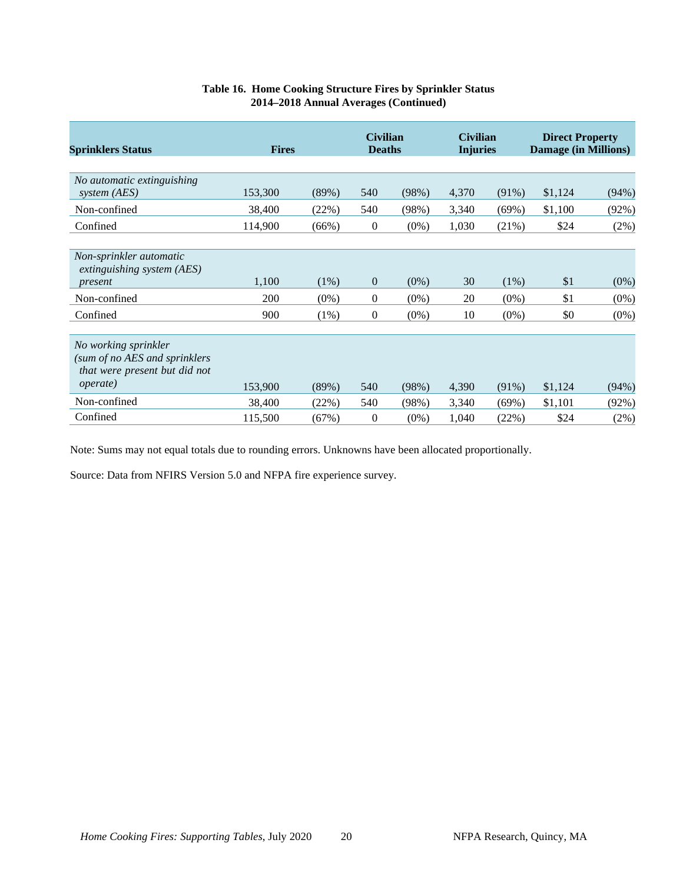**Table 16. Home Cooking Structure Fires by Sprinkler Status 2014–2018 Annual Averages (Continued)**

| Sprinklers Status | Fires | | Civilian Deaths | | Civilian Injuries | | Direct Property Damage (in Millions) | |
|---|---|---|---|---|---|---|---|---|
| *No automatic extinguishing system (AES)* | 153,300 | (89%) | 540 | (98%) | 4,370 | (91%) | $1,124 | (94%) |
| Non-confined | 38,400 | (22%) | 540 | (98%) | 3,340 | (69%) | $1,100 | (92%) |
| Confined | 114,900 | (66%) | 0 | (0%) | 1,030 | (21%) | $24 | (2%) |
| *Non-sprinkler automatic extinguishing system (AES) present* | 1,100 | (1%) | 0 | (0%) | 30 | (1%) | $1 | (0%) |
| Non-confined | 200 | (0%) | 0 | (0%) | 20 | (0%) | $1 | (0%) |
| Confined | 900 | (1%) | 0 | (0%) | 10 | (0%) | $0 | (0%) |
| *No working sprinkler (sum of no AES and sprinklers that were present but did not operate)* | 153,900 | (89%) | 540 | (98%) | 4,390 | (91%) | $1,124 | (94%) |
| Non-confined | 38,400 | (22%) | 540 | (98%) | 3,340 | (69%) | $1,101 | (92%) |
| Confined | 115,500 | (67%) | 0 | (0%) | 1,040 | (22%) | $24 | (2%) |

Note: Sums may not equal totals due to rounding errors. Unknowns have been allocated proportionally.

Source: Data from NFIRS Version 5.0 and NFPA fire experience survey.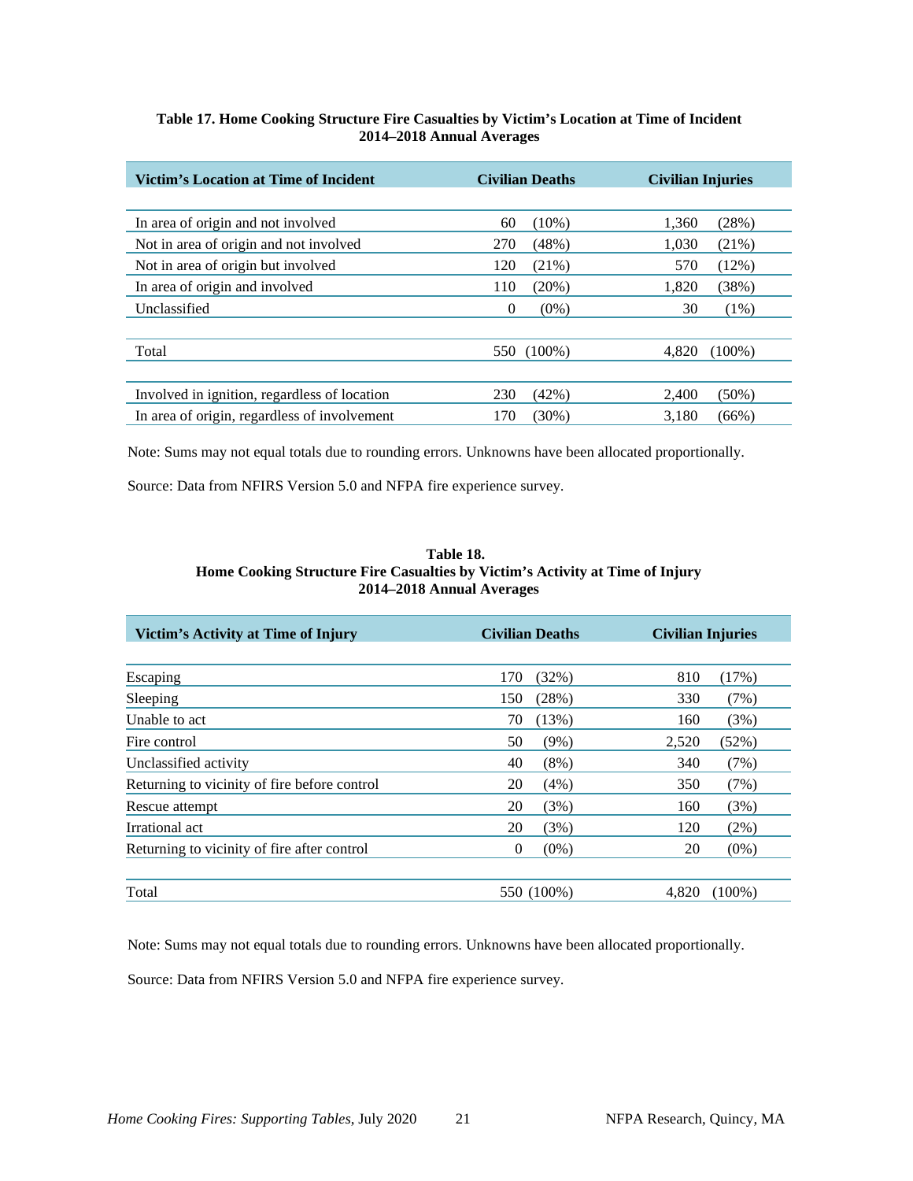**Table 17. Home Cooking Structure Fire Casualties by Victim's Location at Time of Incident**
**2014–2018 Annual Averages**

| Victim's Location at Time of Incident | Civilian Deaths | | Civilian Injuries | |
|---|---|---|---|---|
| In area of origin and not involved | 60 | (10%) | 1,360 | (28%) |
| Not in area of origin and not involved | 270 | (48%) | 1,030 | (21%) |
| Not in area of origin but involved | 120 | (21%) | 570 | (12%) |
| In area of origin and involved | 110 | (20%) | 1,820 | (38%) |
| Unclassified | 0 | (0%) | 30 | (1%) |
| Total | 550 | (100%) | 4,820 | (100%) |
| Involved in ignition, regardless of location | 230 | (42%) | 2,400 | (50%) |
| In area of origin, regardless of involvement | 170 | (30%) | 3,180 | (66%) |

Note: Sums may not equal totals due to rounding errors. Unknowns have been allocated proportionally.

Source: Data from NFIRS Version 5.0 and NFPA fire experience survey.

**Table 18.**
**Home Cooking Structure Fire Casualties by Victim's Activity at Time of Injury**
**2014–2018 Annual Averages**

| Victim's Activity at Time of Injury | Civilian Deaths | | Civilian Injuries | |
|---|---|---|---|---|
| Escaping | 170 | (32%) | 810 | (17%) |
| Sleeping | 150 | (28%) | 330 | (7%) |
| Unable to act | 70 | (13%) | 160 | (3%) |
| Fire control | 50 | (9%) | 2,520 | (52%) |
| Unclassified activity | 40 | (8%) | 340 | (7%) |
| Returning to vicinity of fire before control | 20 | (4%) | 350 | (7%) |
| Rescue attempt | 20 | (3%) | 160 | (3%) |
| Irrational act | 20 | (3%) | 120 | (2%) |
| Returning to vicinity of fire after control | 0 | (0%) | 20 | (0%) |
| Total | 550 | (100%) | 4,820 | (100%) |

Note: Sums may not equal totals due to rounding errors. Unknowns have been allocated proportionally.

Source: Data from NFIRS Version 5.0 and NFPA fire experience survey.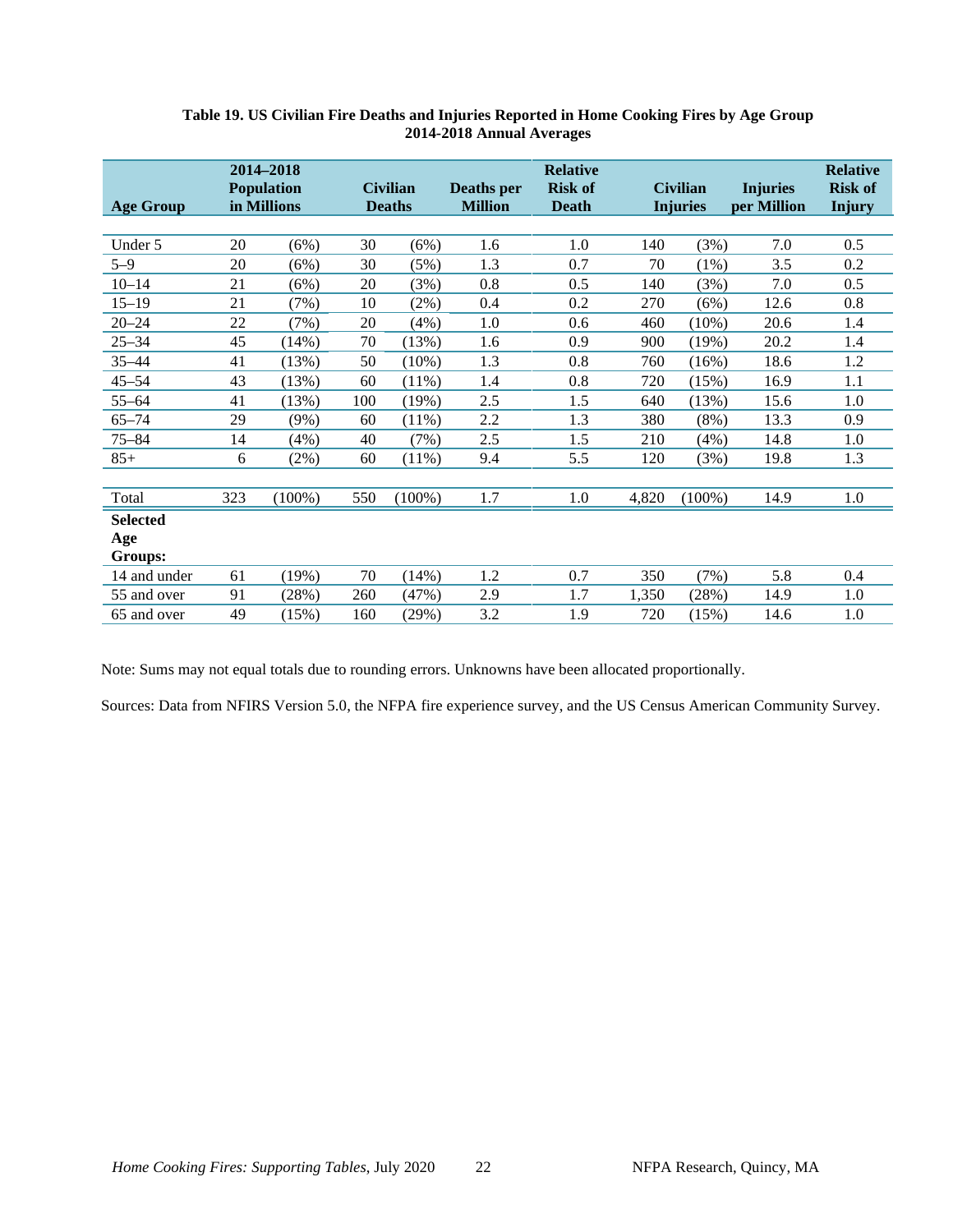**Table 19. US Civilian Fire Deaths and Injuries Reported in Home Cooking Fires by Age Group 2014-2018 Annual Averages**

| Age Group | 2014–2018 Population in Millions | | Civilian Deaths | | Deaths per Million | Relative Risk of Death | Civilian Injuries | | Injuries per Million | Relative Risk of Injury |
|---|---|---|---|---|---|---|---|---|---|---|
| Under 5 | 20 | (6%) | 30 | (6%) | 1.6 | 1.0 | 140 | (3%) | 7.0 | 0.5 |
| 5–9 | 20 | (6%) | 30 | (5%) | 1.3 | 0.7 | 70 | (1%) | 3.5 | 0.2 |
| 10–14 | 21 | (6%) | 20 | (3%) | 0.8 | 0.5 | 140 | (3%) | 7.0 | 0.5 |
| 15–19 | 21 | (7%) | 10 | (2%) | 0.4 | 0.2 | 270 | (6%) | 12.6 | 0.8 |
| 20–24 | 22 | (7%) | 20 | (4%) | 1.0 | 0.6 | 460 | (10%) | 20.6 | 1.4 |
| 25–34 | 45 | (14%) | 70 | (13%) | 1.6 | 0.9 | 900 | (19%) | 20.2 | 1.4 |
| 35–44 | 41 | (13%) | 50 | (10%) | 1.3 | 0.8 | 760 | (16%) | 18.6 | 1.2 |
| 45–54 | 43 | (13%) | 60 | (11%) | 1.4 | 0.8 | 720 | (15%) | 16.9 | 1.1 |
| 55–64 | 41 | (13%) | 100 | (19%) | 2.5 | 1.5 | 640 | (13%) | 15.6 | 1.0 |
| 65–74 | 29 | (9%) | 60 | (11%) | 2.2 | 1.3 | 380 | (8%) | 13.3 | 0.9 |
| 75–84 | 14 | (4%) | 40 | (7%) | 2.5 | 1.5 | 210 | (4%) | 14.8 | 1.0 |
| 85+ | 6 | (2%) | 60 | (11%) | 9.4 | 5.5 | 120 | (3%) | 19.8 | 1.3 |
| Total | 323 | (100%) | 550 | (100%) | 1.7 | 1.0 | 4,820 | (100%) | 14.9 | 1.0 |
| **Selected Age Groups:** | | | | | | | | | | |
| 14 and under | 61 | (19%) | 70 | (14%) | 1.2 | 0.7 | 350 | (7%) | 5.8 | 0.4 |
| 55 and over | 91 | (28%) | 260 | (47%) | 2.9 | 1.7 | 1,350 | (28%) | 14.9 | 1.0 |
| 65 and over | 49 | (15%) | 160 | (29%) | 3.2 | 1.9 | 720 | (15%) | 14.6 | 1.0 |

Note: Sums may not equal totals due to rounding errors. Unknowns have been allocated proportionally.

Sources: Data from NFIRS Version 5.0, the NFPA fire experience survey, and the US Census American Community Survey.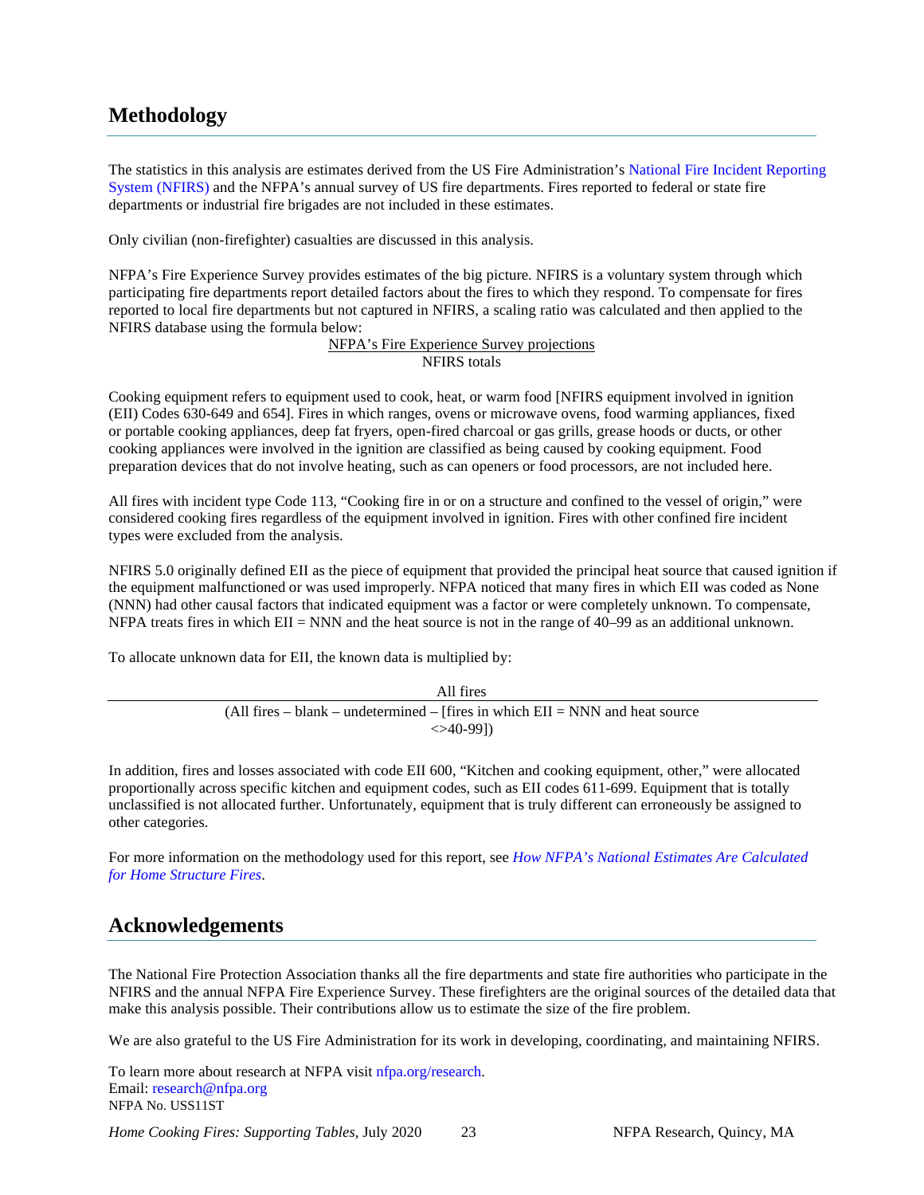## Methodology

The statistics in this analysis are estimates derived from the US Fire Administration's National Fire Incident Reporting System (NFIRS) and the NFPA's annual survey of US fire departments. Fires reported to federal or state fire departments or industrial fire brigades are not included in these estimates.

Only civilian (non-firefighter) casualties are discussed in this analysis.

NFPA's Fire Experience Survey provides estimates of the big picture. NFIRS is a voluntary system through which participating fire departments report detailed factors about the fires to which they respond. To compensate for fires reported to local fire departments but not captured in NFIRS, a scaling ratio was calculated and then applied to the NFIRS database using the formula below:

$$\frac{\text{NFPA's Fire Experience Survey projections}}{\text{NFIRS totals}}$$

Cooking equipment refers to equipment used to cook, heat, or warm food [NFIRS equipment involved in ignition (EII) Codes 630-649 and 654]. Fires in which ranges, ovens or microwave ovens, food warming appliances, fixed or portable cooking appliances, deep fat fryers, open-fired charcoal or gas grills, grease hoods or ducts, or other cooking appliances were involved in the ignition are classified as being caused by cooking equipment. Food preparation devices that do not involve heating, such as can openers or food processors, are not included here.

All fires with incident type Code 113, "Cooking fire in or on a structure and confined to the vessel of origin," were considered cooking fires regardless of the equipment involved in ignition. Fires with other confined fire incident types were excluded from the analysis.

NFIRS 5.0 originally defined EII as the piece of equipment that provided the principal heat source that caused ignition if the equipment malfunctioned or was used improperly. NFPA noticed that many fires in which EII was coded as None (NNN) had other causal factors that indicated equipment was a factor or were completely unknown. To compensate, NFPA treats fires in which EII = NNN and the heat source is not in the range of 40–99 as an additional unknown.

To allocate unknown data for EII, the known data is multiplied by:

$$\frac{\text{All fires}}{\text{(All fires – blank – undetermined – [fires in which EII = NNN and heat source <>40-99])}}$$

In addition, fires and losses associated with code EII 600, "Kitchen and cooking equipment, other," were allocated proportionally across specific kitchen and equipment codes, such as EII codes 611-699. Equipment that is totally unclassified is not allocated further. Unfortunately, equipment that is truly different can erroneously be assigned to other categories.

For more information on the methodology used for this report, see *How NFPA's National Estimates Are Calculated for Home Structure Fires*.

## Acknowledgements

The National Fire Protection Association thanks all the fire departments and state fire authorities who participate in the NFIRS and the annual NFPA Fire Experience Survey. These firefighters are the original sources of the detailed data that make this analysis possible. Their contributions allow us to estimate the size of the fire problem.

We are also grateful to the US Fire Administration for its work in developing, coordinating, and maintaining NFIRS.

To learn more about research at NFPA visit nfpa.org/research.
Email: research@nfpa.org
NFPA No. USS11ST